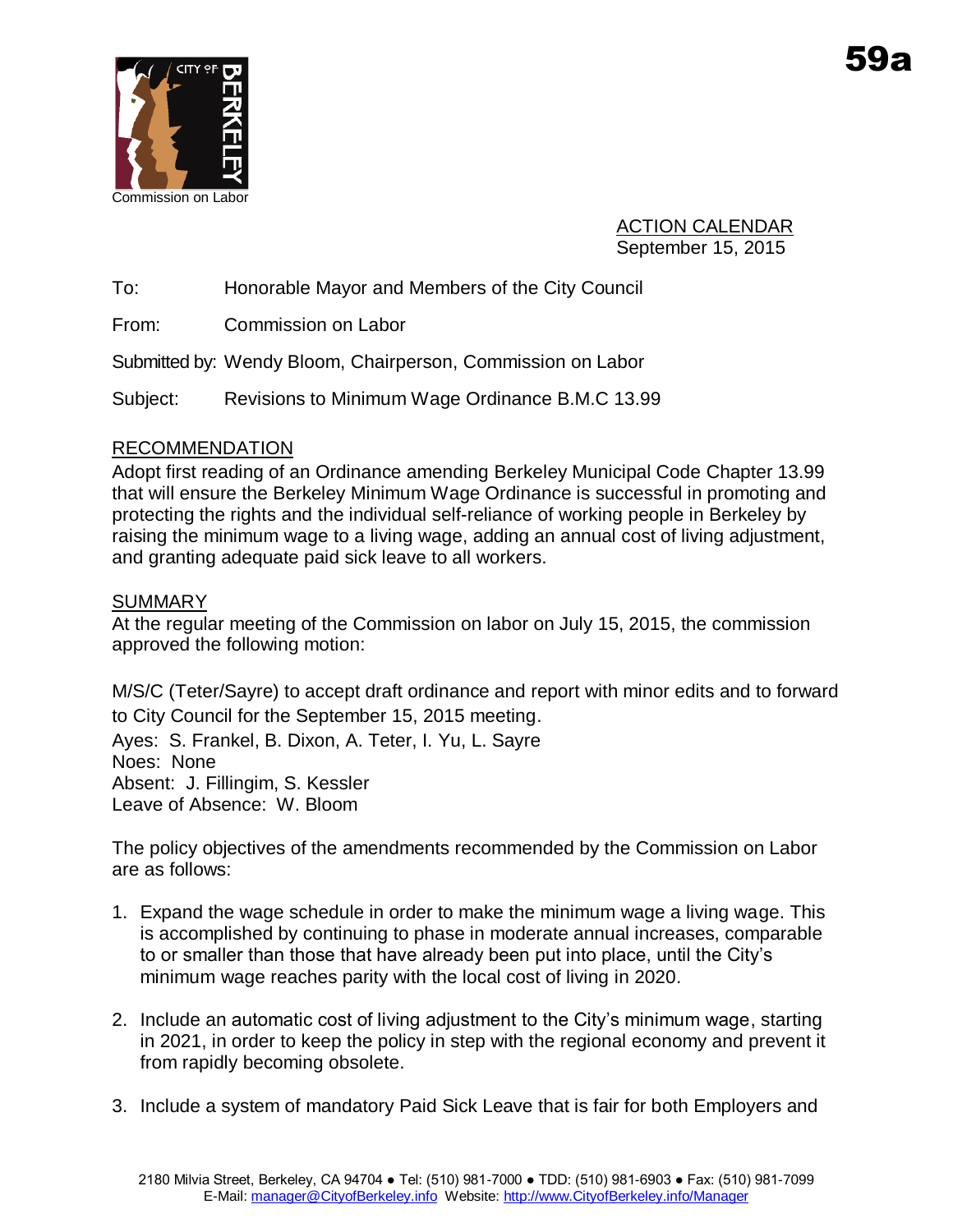59a

Commission on Labor

ACTION CALENDAR
September 15, 2015

To: Honorable Mayor and Members of the City Council

From: Commission on Labor

Submitted by: Wendy Bloom, Chairperson, Commission on Labor

Subject: Revisions to Minimum Wage Ordinance B.M.C 13.99

## RECOMMENDATION

Adopt first reading of an Ordinance amending Berkeley Municipal Code Chapter 13.99 that will ensure the Berkeley Minimum Wage Ordinance is successful in promoting and protecting the rights and the individual self-reliance of working people in Berkeley by raising the minimum wage to a living wage, adding an annual cost of living adjustment, and granting adequate paid sick leave to all workers.

## SUMMARY

At the regular meeting of the Commission on labor on July 15, 2015, the commission approved the following motion:

M/S/C (Teter/Sayre) to accept draft ordinance and report with minor edits and to forward to City Council for the September 15, 2015 meeting.
Ayes: S. Frankel, B. Dixon, A. Teter, I. Yu, L. Sayre
Noes: None
Absent: J. Fillingim, S. Kessler
Leave of Absence: W. Bloom

The policy objectives of the amendments recommended by the Commission on Labor are as follows:

1. Expand the wage schedule in order to make the minimum wage a living wage. This is accomplished by continuing to phase in moderate annual increases, comparable to or smaller than those that have already been put into place, until the City's minimum wage reaches parity with the local cost of living in 2020.

2. Include an automatic cost of living adjustment to the City's minimum wage, starting in 2021, in order to keep the policy in step with the regional economy and prevent it from rapidly becoming obsolete.

3. Include a system of mandatory Paid Sick Leave that is fair for both Employers and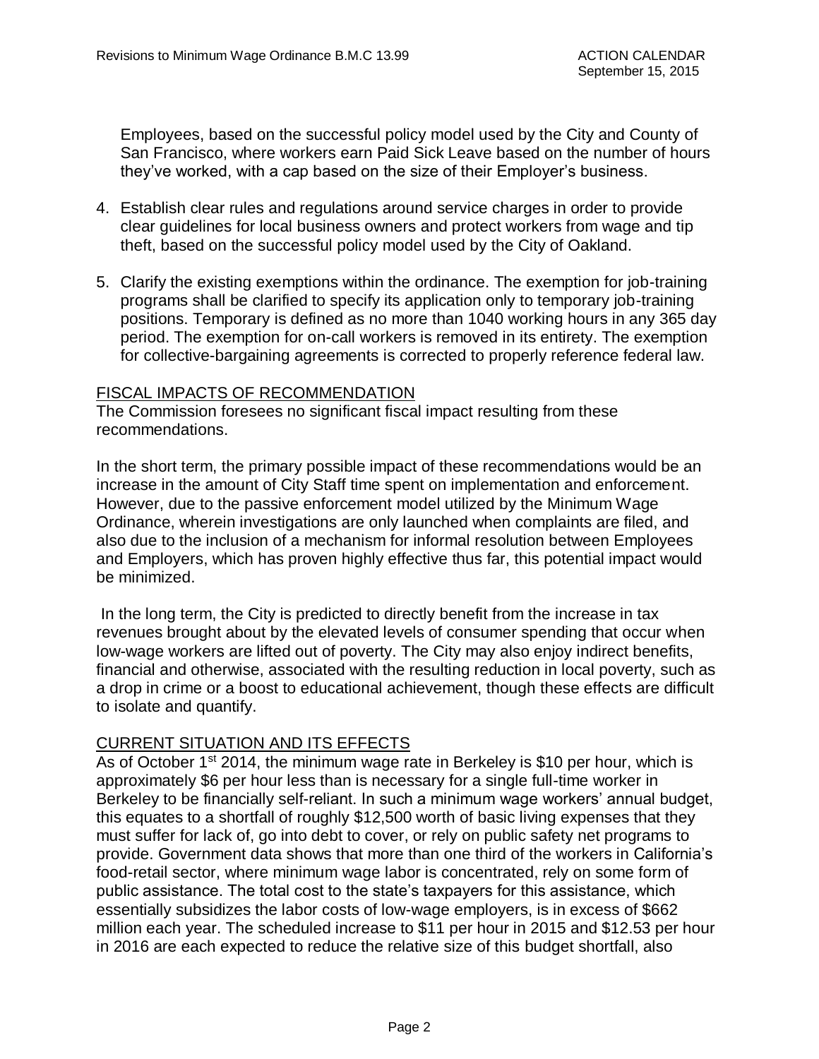Employees, based on the successful policy model used by the City and County of San Francisco, where workers earn Paid Sick Leave based on the number of hours they've worked, with a cap based on the size of their Employer's business.

4. Establish clear rules and regulations around service charges in order to provide clear guidelines for local business owners and protect workers from wage and tip theft, based on the successful policy model used by the City of Oakland.

5. Clarify the existing exemptions within the ordinance. The exemption for job-training programs shall be clarified to specify its application only to temporary job-training positions. Temporary is defined as no more than 1040 working hours in any 365 day period. The exemption for on-call workers is removed in its entirety. The exemption for collective-bargaining agreements is corrected to properly reference federal law.

## FISCAL IMPACTS OF RECOMMENDATION

The Commission foresees no significant fiscal impact resulting from these recommendations.

In the short term, the primary possible impact of these recommendations would be an increase in the amount of City Staff time spent on implementation and enforcement. However, due to the passive enforcement model utilized by the Minimum Wage Ordinance, wherein investigations are only launched when complaints are filed, and also due to the inclusion of a mechanism for informal resolution between Employees and Employers, which has proven highly effective thus far, this potential impact would be minimized.

In the long term, the City is predicted to directly benefit from the increase in tax revenues brought about by the elevated levels of consumer spending that occur when low-wage workers are lifted out of poverty. The City may also enjoy indirect benefits, financial and otherwise, associated with the resulting reduction in local poverty, such as a drop in crime or a boost to educational achievement, though these effects are difficult to isolate and quantify.

## CURRENT SITUATION AND ITS EFFECTS

As of October 1st 2014, the minimum wage rate in Berkeley is $10 per hour, which is approximately $6 per hour less than is necessary for a single full-time worker in Berkeley to be financially self-reliant. In such a minimum wage workers' annual budget, this equates to a shortfall of roughly $12,500 worth of basic living expenses that they must suffer for lack of, go into debt to cover, or rely on public safety net programs to provide. Government data shows that more than one third of the workers in California's food-retail sector, where minimum wage labor is concentrated, rely on some form of public assistance. The total cost to the state's taxpayers for this assistance, which essentially subsidizes the labor costs of low-wage employers, is in excess of $662 million each year. The scheduled increase to $11 per hour in 2015 and $12.53 per hour in 2016 are each expected to reduce the relative size of this budget shortfall, also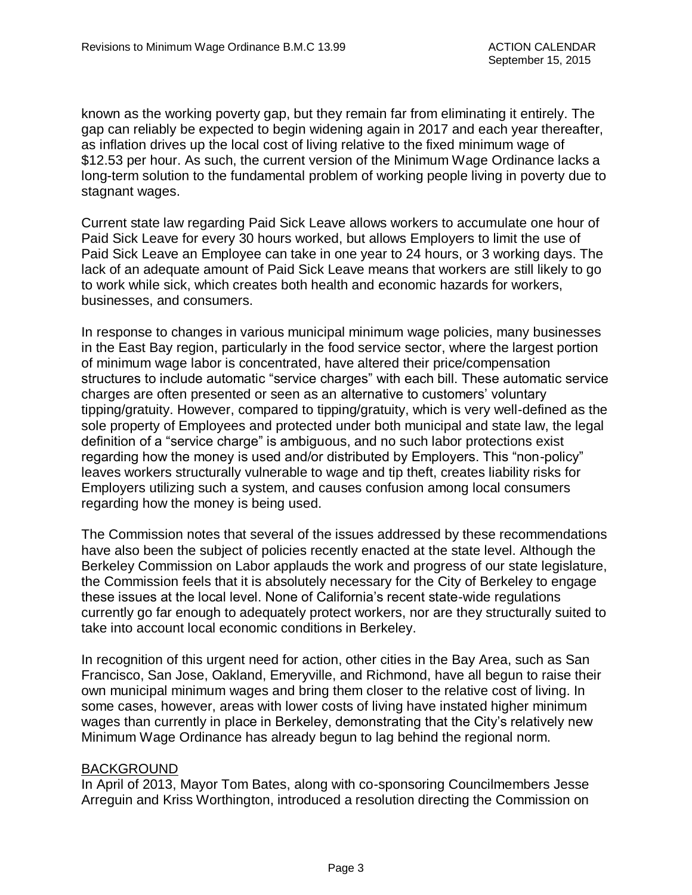known as the working poverty gap, but they remain far from eliminating it entirely. The gap can reliably be expected to begin widening again in 2017 and each year thereafter, as inflation drives up the local cost of living relative to the fixed minimum wage of $12.53 per hour. As such, the current version of the Minimum Wage Ordinance lacks a long-term solution to the fundamental problem of working people living in poverty due to stagnant wages.

Current state law regarding Paid Sick Leave allows workers to accumulate one hour of Paid Sick Leave for every 30 hours worked, but allows Employers to limit the use of Paid Sick Leave an Employee can take in one year to 24 hours, or 3 working days. The lack of an adequate amount of Paid Sick Leave means that workers are still likely to go to work while sick, which creates both health and economic hazards for workers, businesses, and consumers.

In response to changes in various municipal minimum wage policies, many businesses in the East Bay region, particularly in the food service sector, where the largest portion of minimum wage labor is concentrated, have altered their price/compensation structures to include automatic "service charges" with each bill. These automatic service charges are often presented or seen as an alternative to customers' voluntary tipping/gratuity. However, compared to tipping/gratuity, which is very well-defined as the sole property of Employees and protected under both municipal and state law, the legal definition of a "service charge" is ambiguous, and no such labor protections exist regarding how the money is used and/or distributed by Employers. This "non-policy" leaves workers structurally vulnerable to wage and tip theft, creates liability risks for Employers utilizing such a system, and causes confusion among local consumers regarding how the money is being used.

The Commission notes that several of the issues addressed by these recommendations have also been the subject of policies recently enacted at the state level. Although the Berkeley Commission on Labor applauds the work and progress of our state legislature, the Commission feels that it is absolutely necessary for the City of Berkeley to engage these issues at the local level. None of California's recent state-wide regulations currently go far enough to adequately protect workers, nor are they structurally suited to take into account local economic conditions in Berkeley.

In recognition of this urgent need for action, other cities in the Bay Area, such as San Francisco, San Jose, Oakland, Emeryville, and Richmond, have all begun to raise their own municipal minimum wages and bring them closer to the relative cost of living. In some cases, however, areas with lower costs of living have instated higher minimum wages than currently in place in Berkeley, demonstrating that the City's relatively new Minimum Wage Ordinance has already begun to lag behind the regional norm.

## BACKGROUND

In April of 2013, Mayor Tom Bates, along with co-sponsoring Councilmembers Jesse Arreguin and Kriss Worthington, introduced a resolution directing the Commission on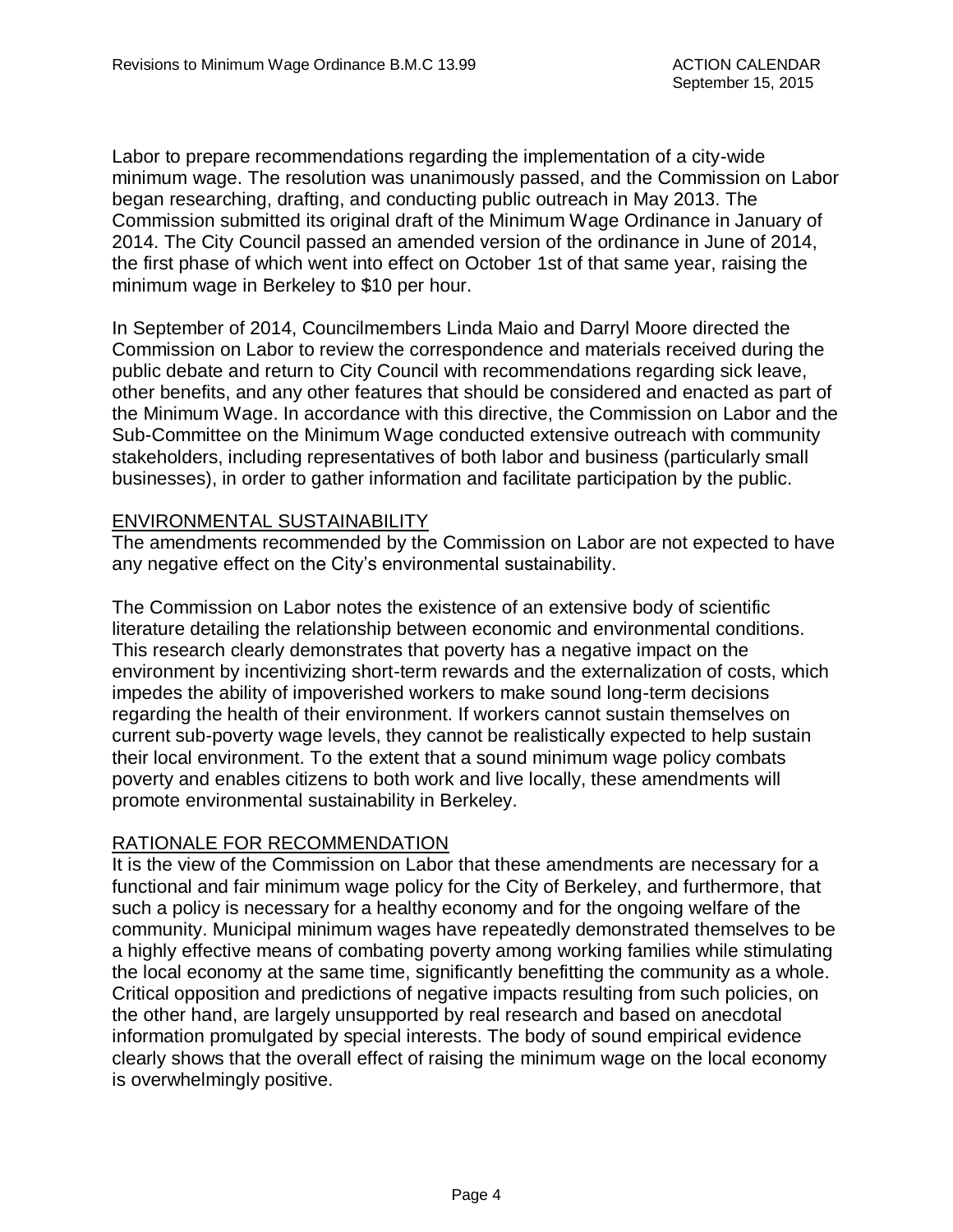Labor to prepare recommendations regarding the implementation of a city-wide minimum wage. The resolution was unanimously passed, and the Commission on Labor began researching, drafting, and conducting public outreach in May 2013. The Commission submitted its original draft of the Minimum Wage Ordinance in January of 2014. The City Council passed an amended version of the ordinance in June of 2014, the first phase of which went into effect on October 1st of that same year, raising the minimum wage in Berkeley to $10 per hour.

In September of 2014, Councilmembers Linda Maio and Darryl Moore directed the Commission on Labor to review the correspondence and materials received during the public debate and return to City Council with recommendations regarding sick leave, other benefits, and any other features that should be considered and enacted as part of the Minimum Wage. In accordance with this directive, the Commission on Labor and the Sub-Committee on the Minimum Wage conducted extensive outreach with community stakeholders, including representatives of both labor and business (particularly small businesses), in order to gather information and facilitate participation by the public.

## ENVIRONMENTAL SUSTAINABILITY

The amendments recommended by the Commission on Labor are not expected to have any negative effect on the City's environmental sustainability.

The Commission on Labor notes the existence of an extensive body of scientific literature detailing the relationship between economic and environmental conditions. This research clearly demonstrates that poverty has a negative impact on the environment by incentivizing short-term rewards and the externalization of costs, which impedes the ability of impoverished workers to make sound long-term decisions regarding the health of their environment. If workers cannot sustain themselves on current sub-poverty wage levels, they cannot be realistically expected to help sustain their local environment. To the extent that a sound minimum wage policy combats poverty and enables citizens to both work and live locally, these amendments will promote environmental sustainability in Berkeley.

## RATIONALE FOR RECOMMENDATION

It is the view of the Commission on Labor that these amendments are necessary for a functional and fair minimum wage policy for the City of Berkeley, and furthermore, that such a policy is necessary for a healthy economy and for the ongoing welfare of the community. Municipal minimum wages have repeatedly demonstrated themselves to be a highly effective means of combating poverty among working families while stimulating the local economy at the same time, significantly benefitting the community as a whole. Critical opposition and predictions of negative impacts resulting from such policies, on the other hand, are largely unsupported by real research and based on anecdotal information promulgated by special interests. The body of sound empirical evidence clearly shows that the overall effect of raising the minimum wage on the local economy is overwhelmingly positive.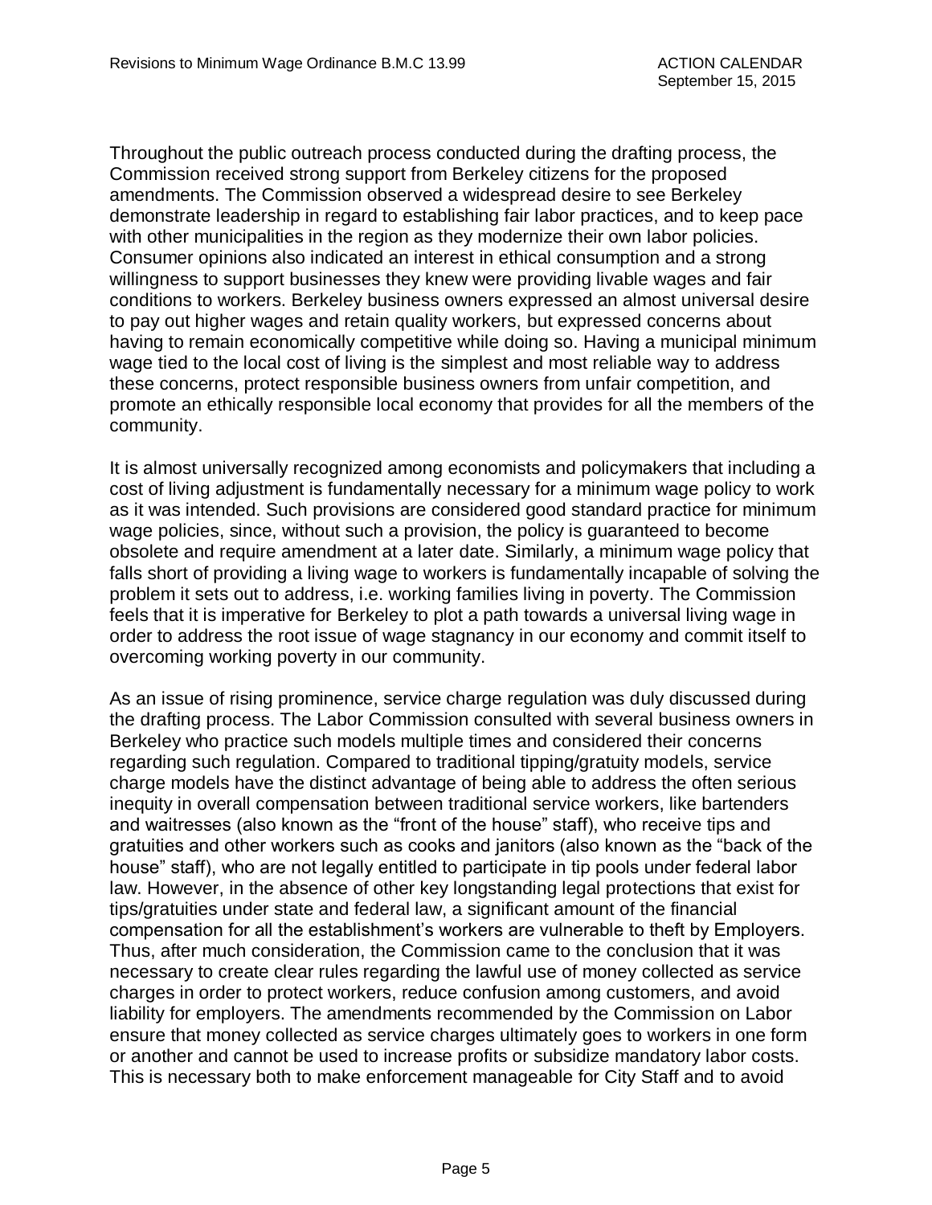Throughout the public outreach process conducted during the drafting process, the Commission received strong support from Berkeley citizens for the proposed amendments. The Commission observed a widespread desire to see Berkeley demonstrate leadership in regard to establishing fair labor practices, and to keep pace with other municipalities in the region as they modernize their own labor policies. Consumer opinions also indicated an interest in ethical consumption and a strong willingness to support businesses they knew were providing livable wages and fair conditions to workers. Berkeley business owners expressed an almost universal desire to pay out higher wages and retain quality workers, but expressed concerns about having to remain economically competitive while doing so. Having a municipal minimum wage tied to the local cost of living is the simplest and most reliable way to address these concerns, protect responsible business owners from unfair competition, and promote an ethically responsible local economy that provides for all the members of the community.

It is almost universally recognized among economists and policymakers that including a cost of living adjustment is fundamentally necessary for a minimum wage policy to work as it was intended. Such provisions are considered good standard practice for minimum wage policies, since, without such a provision, the policy is guaranteed to become obsolete and require amendment at a later date. Similarly, a minimum wage policy that falls short of providing a living wage to workers is fundamentally incapable of solving the problem it sets out to address, i.e. working families living in poverty. The Commission feels that it is imperative for Berkeley to plot a path towards a universal living wage in order to address the root issue of wage stagnancy in our economy and commit itself to overcoming working poverty in our community.

As an issue of rising prominence, service charge regulation was duly discussed during the drafting process. The Labor Commission consulted with several business owners in Berkeley who practice such models multiple times and considered their concerns regarding such regulation. Compared to traditional tipping/gratuity models, service charge models have the distinct advantage of being able to address the often serious inequity in overall compensation between traditional service workers, like bartenders and waitresses (also known as the "front of the house" staff), who receive tips and gratuities and other workers such as cooks and janitors (also known as the "back of the house" staff), who are not legally entitled to participate in tip pools under federal labor law. However, in the absence of other key longstanding legal protections that exist for tips/gratuities under state and federal law, a significant amount of the financial compensation for all the establishment's workers are vulnerable to theft by Employers. Thus, after much consideration, the Commission came to the conclusion that it was necessary to create clear rules regarding the lawful use of money collected as service charges in order to protect workers, reduce confusion among customers, and avoid liability for employers. The amendments recommended by the Commission on Labor ensure that money collected as service charges ultimately goes to workers in one form or another and cannot be used to increase profits or subsidize mandatory labor costs. This is necessary both to make enforcement manageable for City Staff and to avoid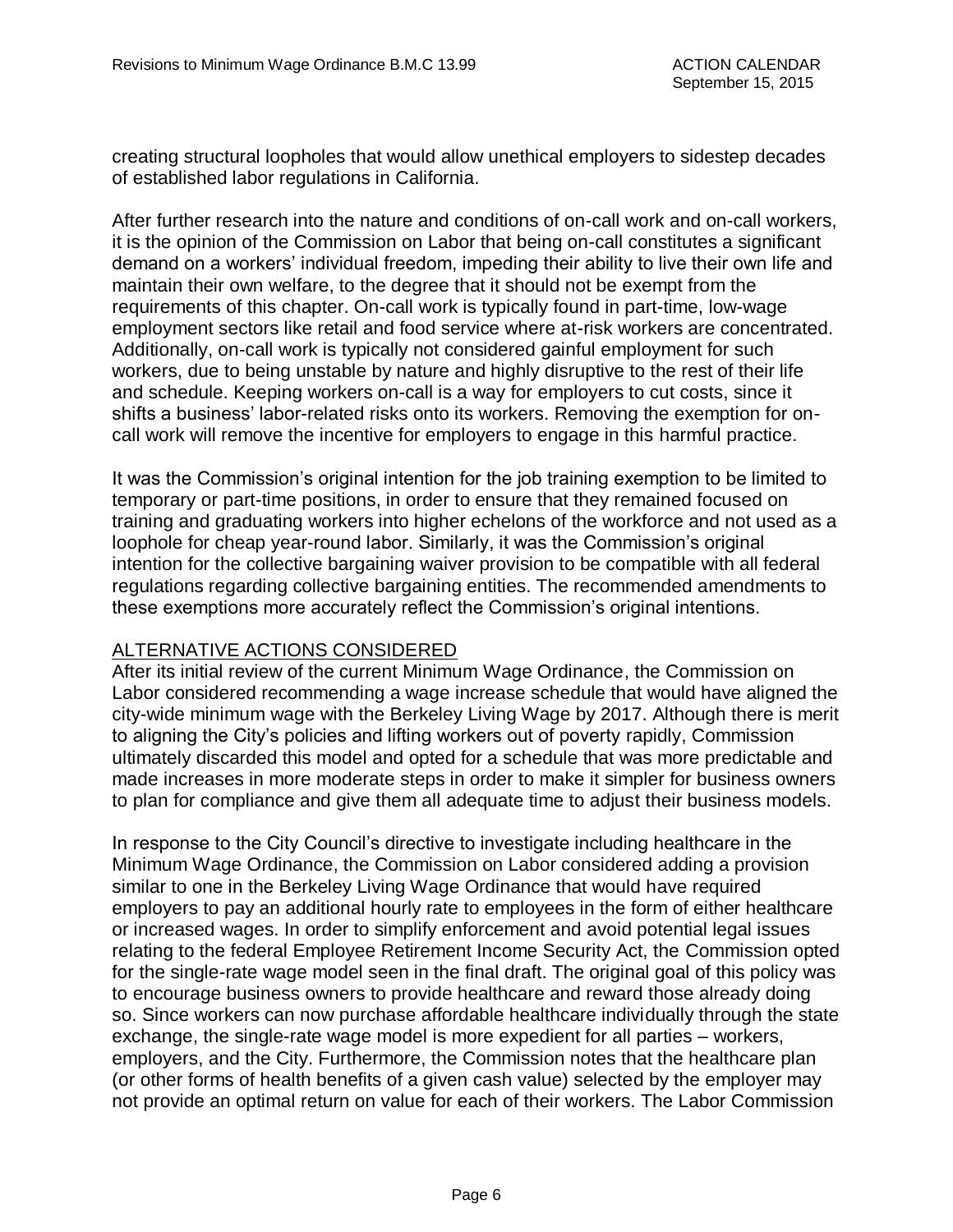creating structural loopholes that would allow unethical employers to sidestep decades of established labor regulations in California.

After further research into the nature and conditions of on-call work and on-call workers, it is the opinion of the Commission on Labor that being on-call constitutes a significant demand on a workers' individual freedom, impeding their ability to live their own life and maintain their own welfare, to the degree that it should not be exempt from the requirements of this chapter. On-call work is typically found in part-time, low-wage employment sectors like retail and food service where at-risk workers are concentrated. Additionally, on-call work is typically not considered gainful employment for such workers, due to being unstable by nature and highly disruptive to the rest of their life and schedule. Keeping workers on-call is a way for employers to cut costs, since it shifts a business' labor-related risks onto its workers. Removing the exemption for on-call work will remove the incentive for employers to engage in this harmful practice.

It was the Commission's original intention for the job training exemption to be limited to temporary or part-time positions, in order to ensure that they remained focused on training and graduating workers into higher echelons of the workforce and not used as a loophole for cheap year-round labor. Similarly, it was the Commission's original intention for the collective bargaining waiver provision to be compatible with all federal regulations regarding collective bargaining entities. The recommended amendments to these exemptions more accurately reflect the Commission's original intentions.

## ALTERNATIVE ACTIONS CONSIDERED

After its initial review of the current Minimum Wage Ordinance, the Commission on Labor considered recommending a wage increase schedule that would have aligned the city-wide minimum wage with the Berkeley Living Wage by 2017. Although there is merit to aligning the City's policies and lifting workers out of poverty rapidly, Commission ultimately discarded this model and opted for a schedule that was more predictable and made increases in more moderate steps in order to make it simpler for business owners to plan for compliance and give them all adequate time to adjust their business models.

In response to the City Council's directive to investigate including healthcare in the Minimum Wage Ordinance, the Commission on Labor considered adding a provision similar to one in the Berkeley Living Wage Ordinance that would have required employers to pay an additional hourly rate to employees in the form of either healthcare or increased wages. In order to simplify enforcement and avoid potential legal issues relating to the federal Employee Retirement Income Security Act, the Commission opted for the single-rate wage model seen in the final draft. The original goal of this policy was to encourage business owners to provide healthcare and reward those already doing so. Since workers can now purchase affordable healthcare individually through the state exchange, the single-rate wage model is more expedient for all parties – workers, employers, and the City. Furthermore, the Commission notes that the healthcare plan (or other forms of health benefits of a given cash value) selected by the employer may not provide an optimal return on value for each of their workers. The Labor Commission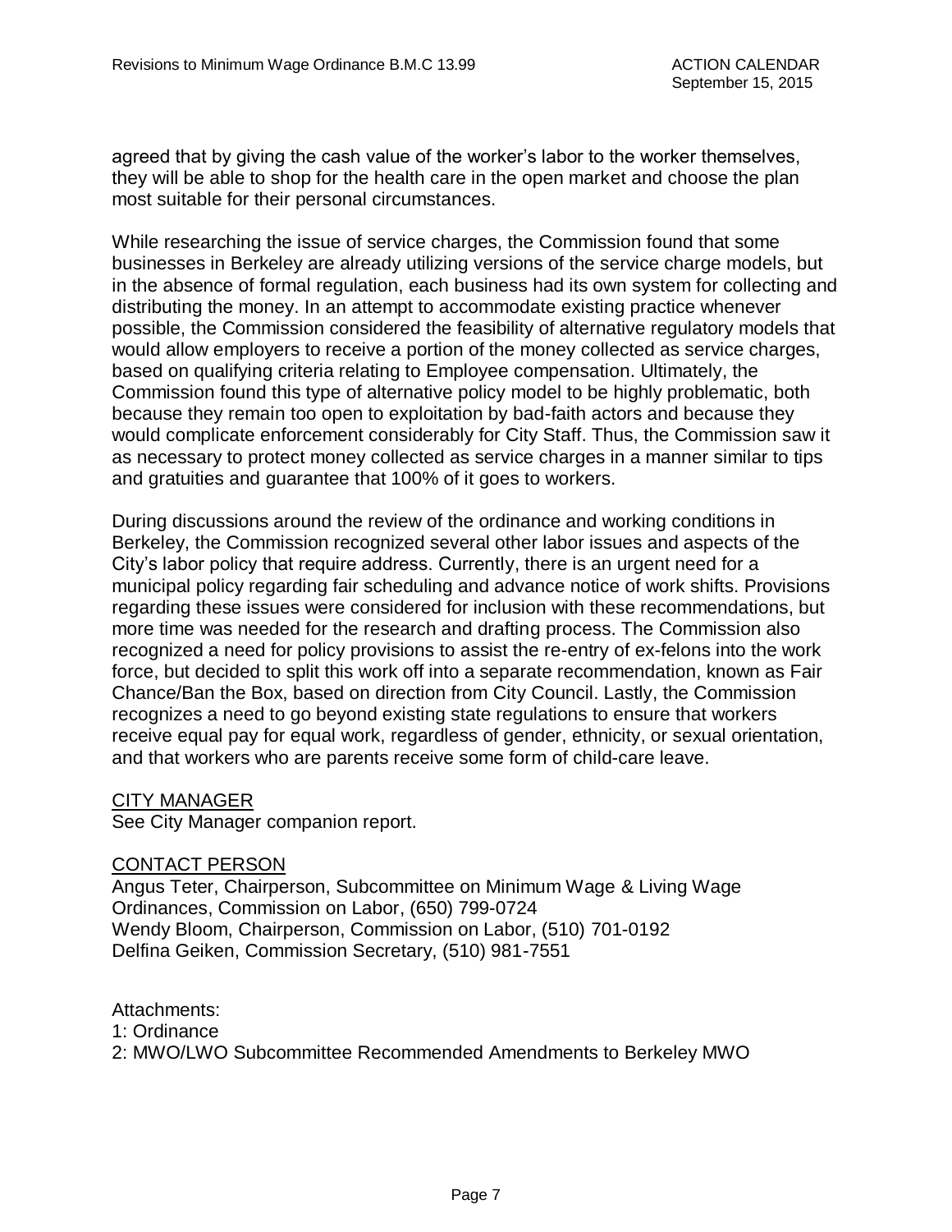agreed that by giving the cash value of the worker's labor to the worker themselves, they will be able to shop for the health care in the open market and choose the plan most suitable for their personal circumstances.

While researching the issue of service charges, the Commission found that some businesses in Berkeley are already utilizing versions of the service charge models, but in the absence of formal regulation, each business had its own system for collecting and distributing the money. In an attempt to accommodate existing practice whenever possible, the Commission considered the feasibility of alternative regulatory models that would allow employers to receive a portion of the money collected as service charges, based on qualifying criteria relating to Employee compensation. Ultimately, the Commission found this type of alternative policy model to be highly problematic, both because they remain too open to exploitation by bad-faith actors and because they would complicate enforcement considerably for City Staff. Thus, the Commission saw it as necessary to protect money collected as service charges in a manner similar to tips and gratuities and guarantee that 100% of it goes to workers.

During discussions around the review of the ordinance and working conditions in Berkeley, the Commission recognized several other labor issues and aspects of the City's labor policy that require address. Currently, there is an urgent need for a municipal policy regarding fair scheduling and advance notice of work shifts. Provisions regarding these issues were considered for inclusion with these recommendations, but more time was needed for the research and drafting process. The Commission also recognized a need for policy provisions to assist the re-entry of ex-felons into the work force, but decided to split this work off into a separate recommendation, known as Fair Chance/Ban the Box, based on direction from City Council. Lastly, the Commission recognizes a need to go beyond existing state regulations to ensure that workers receive equal pay for equal work, regardless of gender, ethnicity, or sexual orientation, and that workers who are parents receive some form of child-care leave.

## CITY MANAGER

See City Manager companion report.

## CONTACT PERSON

Angus Teter, Chairperson, Subcommittee on Minimum Wage & Living Wage Ordinances, Commission on Labor, (650) 799-0724
Wendy Bloom, Chairperson, Commission on Labor, (510) 701-0192
Delfina Geiken, Commission Secretary, (510) 981-7551

Attachments:
1: Ordinance
2: MWO/LWO Subcommittee Recommended Amendments to Berkeley MWO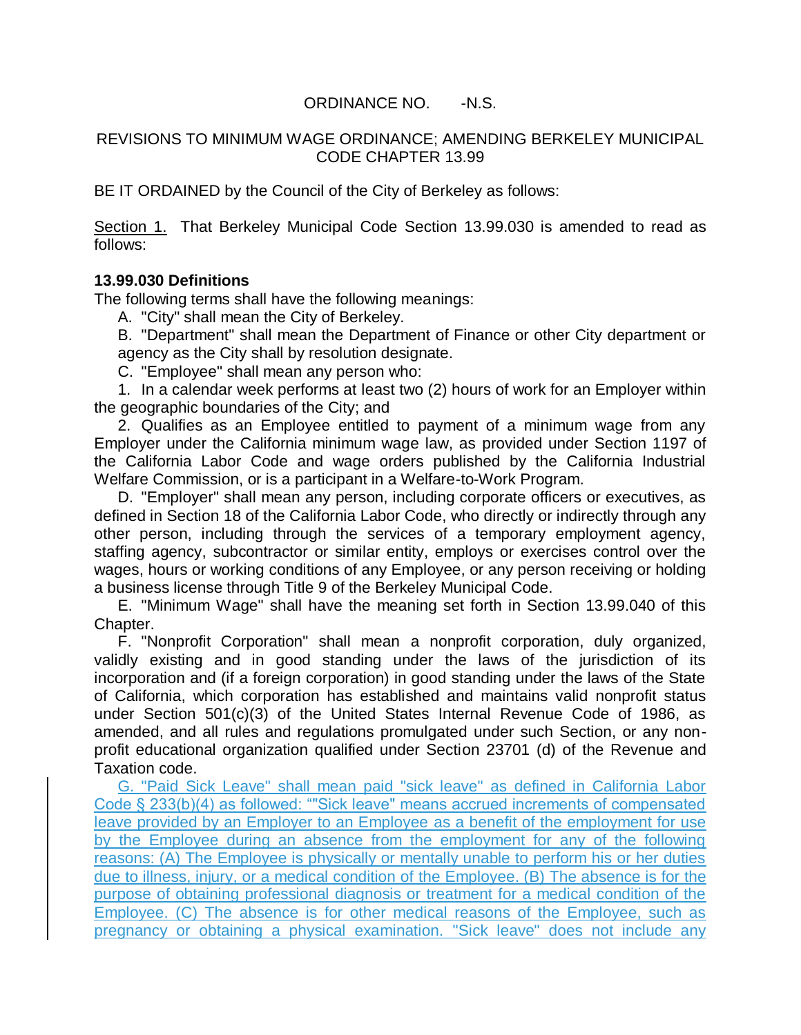ORDINANCE NO. -N.S.

REVISIONS TO MINIMUM WAGE ORDINANCE; AMENDING BERKELEY MUNICIPAL CODE CHAPTER 13.99

BE IT ORDAINED by the Council of the City of Berkeley as follows:

Section 1. That Berkeley Municipal Code Section 13.99.030 is amended to read as follows:

**13.99.030 Definitions**

The following terms shall have the following meanings:

A. "City" shall mean the City of Berkeley.

B. "Department" shall mean the Department of Finance or other City department or agency as the City shall by resolution designate.

C. "Employee" shall mean any person who:

1. In a calendar week performs at least two (2) hours of work for an Employer within the geographic boundaries of the City; and

2. Qualifies as an Employee entitled to payment of a minimum wage from any Employer under the California minimum wage law, as provided under Section 1197 of the California Labor Code and wage orders published by the California Industrial Welfare Commission, or is a participant in a Welfare-to-Work Program.

D. "Employer" shall mean any person, including corporate officers or executives, as defined in Section 18 of the California Labor Code, who directly or indirectly through any other person, including through the services of a temporary employment agency, staffing agency, subcontractor or similar entity, employs or exercises control over the wages, hours or working conditions of any Employee, or any person receiving or holding a business license through Title 9 of the Berkeley Municipal Code.

E. "Minimum Wage" shall have the meaning set forth in Section 13.99.040 of this Chapter.

F. "Nonprofit Corporation" shall mean a nonprofit corporation, duly organized, validly existing and in good standing under the laws of the jurisdiction of its incorporation and (if a foreign corporation) in good standing under the laws of the State of California, which corporation has established and maintains valid nonprofit status under Section 501(c)(3) of the United States Internal Revenue Code of 1986, as amended, and all rules and regulations promulgated under such Section, or any non-profit educational organization qualified under Section 23701 (d) of the Revenue and Taxation code.

G. "Paid Sick Leave" shall mean paid "sick leave" as defined in California Labor Code § 233(b)(4) as followed: ""Sick leave" means accrued increments of compensated leave provided by an Employer to an Employee as a benefit of the employment for use by the Employee during an absence from the employment for any of the following reasons: (A) The Employee is physically or mentally unable to perform his or her duties due to illness, injury, or a medical condition of the Employee. (B) The absence is for the purpose of obtaining professional diagnosis or treatment for a medical condition of the Employee. (C) The absence is for other medical reasons of the Employee, such as pregnancy or obtaining a physical examination. "Sick leave" does not include any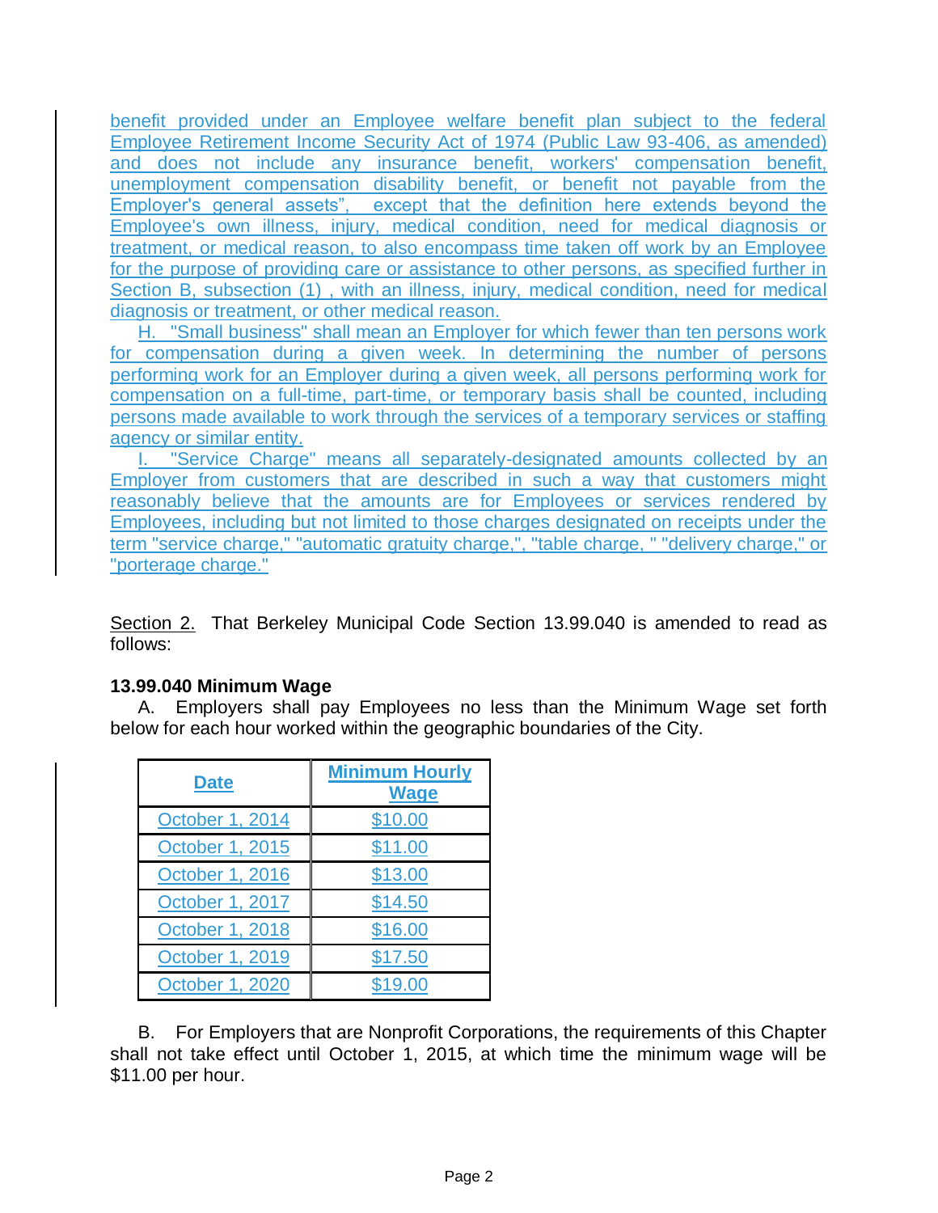benefit provided under an Employee welfare benefit plan subject to the federal Employee Retirement Income Security Act of 1974 (Public Law 93-406, as amended) and does not include any insurance benefit, workers' compensation benefit, unemployment compensation disability benefit, or benefit not payable from the Employer's general assets", except that the definition here extends beyond the Employee's own illness, injury, medical condition, need for medical diagnosis or treatment, or medical reason, to also encompass time taken off work by an Employee for the purpose of providing care or assistance to other persons, as specified further in Section B, subsection (1) , with an illness, injury, medical condition, need for medical diagnosis or treatment, or other medical reason.

H. "Small business" shall mean an Employer for which fewer than ten persons work for compensation during a given week. In determining the number of persons performing work for an Employer during a given week, all persons performing work for compensation on a full-time, part-time, or temporary basis shall be counted, including persons made available to work through the services of a temporary services or staffing agency or similar entity.

I. "Service Charge" means all separately-designated amounts collected by an Employer from customers that are described in such a way that customers might reasonably believe that the amounts are for Employees or services rendered by Employees, including but not limited to those charges designated on receipts under the term "service charge," "automatic gratuity charge,", "table charge, " "delivery charge," or "porterage charge."

Section 2. That Berkeley Municipal Code Section 13.99.040 is amended to read as follows:

**13.99.040 Minimum Wage**

A. Employers shall pay Employees no less than the Minimum Wage set forth below for each hour worked within the geographic boundaries of the City.

| Date | Minimum Hourly Wage |
|---|---|
| October 1, 2014 | $10.00 |
| October 1, 2015 | $11.00 |
| October 1, 2016 | $13.00 |
| October 1, 2017 | $14.50 |
| October 1, 2018 | $16.00 |
| October 1, 2019 | $17.50 |
| October 1, 2020 | $19.00 |

B. For Employers that are Nonprofit Corporations, the requirements of this Chapter shall not take effect until October 1, 2015, at which time the minimum wage will be $11.00 per hour.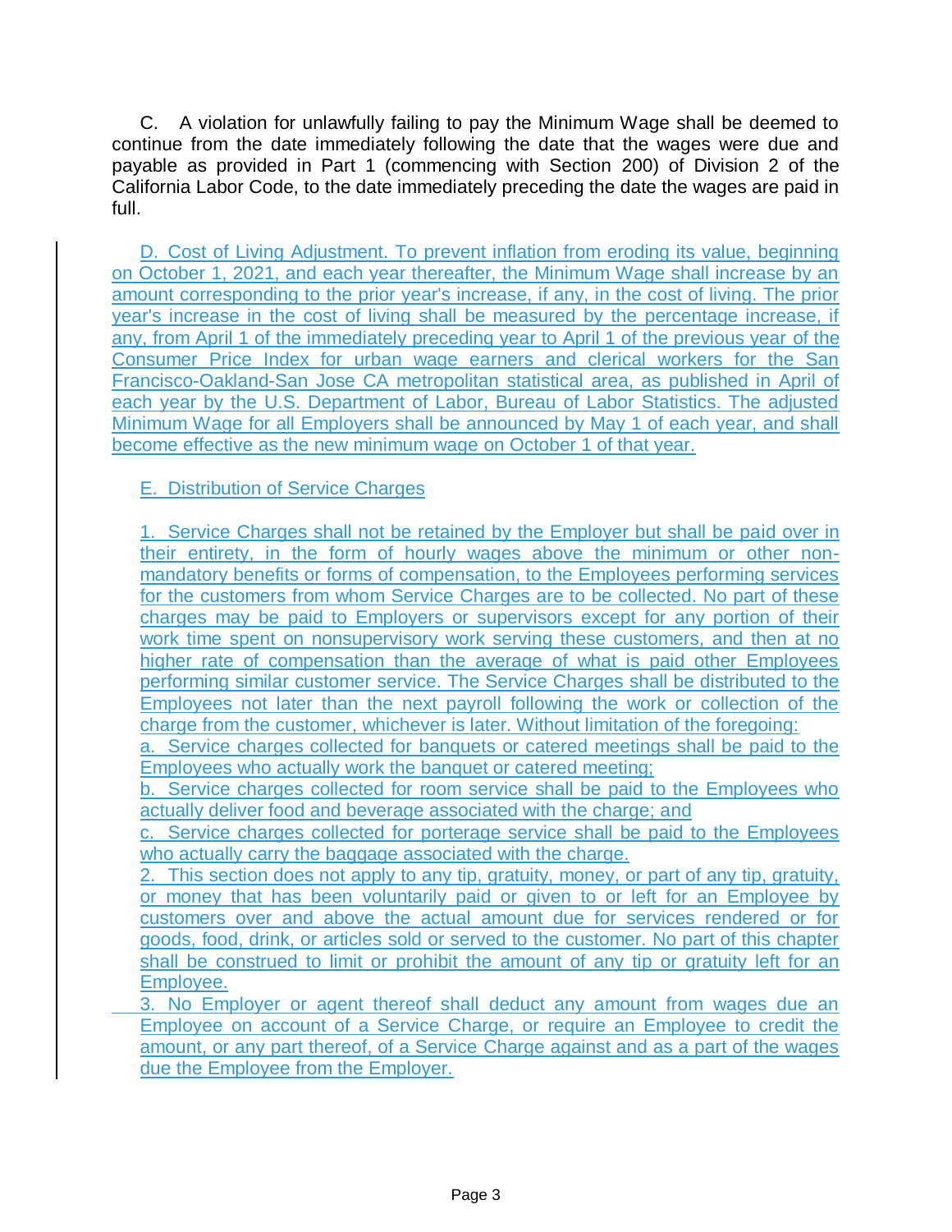C. A violation for unlawfully failing to pay the Minimum Wage shall be deemed to continue from the date immediately following the date that the wages were due and payable as provided in Part 1 (commencing with Section 200) of Division 2 of the California Labor Code, to the date immediately preceding the date the wages are paid in full.

D. Cost of Living Adjustment. To prevent inflation from eroding its value, beginning on October 1, 2021, and each year thereafter, the Minimum Wage shall increase by an amount corresponding to the prior year's increase, if any, in the cost of living. The prior year's increase in the cost of living shall be measured by the percentage increase, if any, from April 1 of the immediately preceding year to April 1 of the previous year of the Consumer Price Index for urban wage earners and clerical workers for the San Francisco-Oakland-San Jose CA metropolitan statistical area, as published in April of each year by the U.S. Department of Labor, Bureau of Labor Statistics. The adjusted Minimum Wage for all Employers shall be announced by May 1 of each year, and shall become effective as the new minimum wage on October 1 of that year.

E. Distribution of Service Charges

1. Service Charges shall not be retained by the Employer but shall be paid over in their entirety, in the form of hourly wages above the minimum or other non-mandatory benefits or forms of compensation, to the Employees performing services for the customers from whom Service Charges are to be collected. No part of these charges may be paid to Employers or supervisors except for any portion of their work time spent on nonsupervisory work serving these customers, and then at no higher rate of compensation than the average of what is paid other Employees performing similar customer service. The Service Charges shall be distributed to the Employees not later than the next payroll following the work or collection of the charge from the customer, whichever is later. Without limitation of the foregoing:

a. Service charges collected for banquets or catered meetings shall be paid to the Employees who actually work the banquet or catered meeting;

b. Service charges collected for room service shall be paid to the Employees who actually deliver food and beverage associated with the charge; and

c. Service charges collected for porterage service shall be paid to the Employees who actually carry the baggage associated with the charge.

2. This section does not apply to any tip, gratuity, money, or part of any tip, gratuity, or money that has been voluntarily paid or given to or left for an Employee by customers over and above the actual amount due for services rendered or for goods, food, drink, or articles sold or served to the customer. No part of this chapter shall be construed to limit or prohibit the amount of any tip or gratuity left for an Employee.

3. No Employer or agent thereof shall deduct any amount from wages due an Employee on account of a Service Charge, or require an Employee to credit the amount, or any part thereof, of a Service Charge against and as a part of the wages due the Employee from the Employer.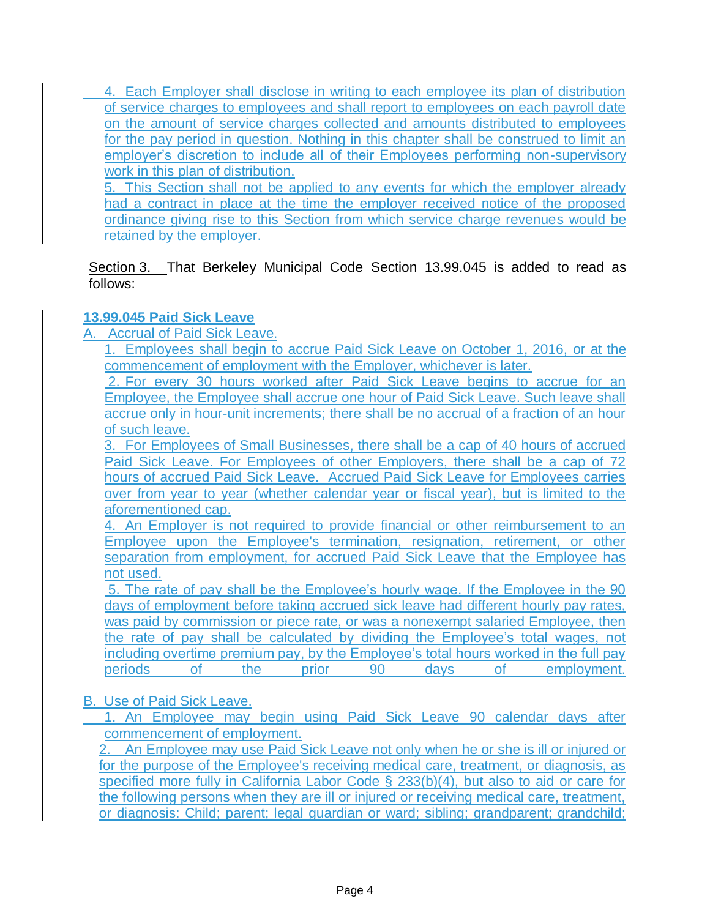4. Each Employer shall disclose in writing to each employee its plan of distribution of service charges to employees and shall report to employees on each payroll date on the amount of service charges collected and amounts distributed to employees for the pay period in question. Nothing in this chapter shall be construed to limit an employer's discretion to include all of their Employees performing non-supervisory work in this plan of distribution.

5. This Section shall not be applied to any events for which the employer already had a contract in place at the time the employer received notice of the proposed ordinance giving rise to this Section from which service charge revenues would be retained by the employer.

Section 3. That Berkeley Municipal Code Section 13.99.045 is added to read as follows:

**13.99.045 Paid Sick Leave**

A. Accrual of Paid Sick Leave.

1. Employees shall begin to accrue Paid Sick Leave on October 1, 2016, or at the commencement of employment with the Employer, whichever is later.

2. For every 30 hours worked after Paid Sick Leave begins to accrue for an Employee, the Employee shall accrue one hour of Paid Sick Leave. Such leave shall accrue only in hour-unit increments; there shall be no accrual of a fraction of an hour of such leave.

3. For Employees of Small Businesses, there shall be a cap of 40 hours of accrued Paid Sick Leave. For Employees of other Employers, there shall be a cap of 72 hours of accrued Paid Sick Leave. Accrued Paid Sick Leave for Employees carries over from year to year (whether calendar year or fiscal year), but is limited to the aforementioned cap.

4. An Employer is not required to provide financial or other reimbursement to an Employee upon the Employee's termination, resignation, retirement, or other separation from employment, for accrued Paid Sick Leave that the Employee has not used.

5. The rate of pay shall be the Employee's hourly wage. If the Employee in the 90 days of employment before taking accrued sick leave had different hourly pay rates, was paid by commission or piece rate, or was a nonexempt salaried Employee, then the rate of pay shall be calculated by dividing the Employee's total wages, not including overtime premium pay, by the Employee's total hours worked in the full pay periods of the prior 90 days of employment.

B. Use of Paid Sick Leave.

1. An Employee may begin using Paid Sick Leave 90 calendar days after commencement of employment.

2. An Employee may use Paid Sick Leave not only when he or she is ill or injured or for the purpose of the Employee's receiving medical care, treatment, or diagnosis, as specified more fully in California Labor Code § 233(b)(4), but also to aid or care for the following persons when they are ill or injured or receiving medical care, treatment, or diagnosis: Child; parent; legal guardian or ward; sibling; grandparent; grandchild;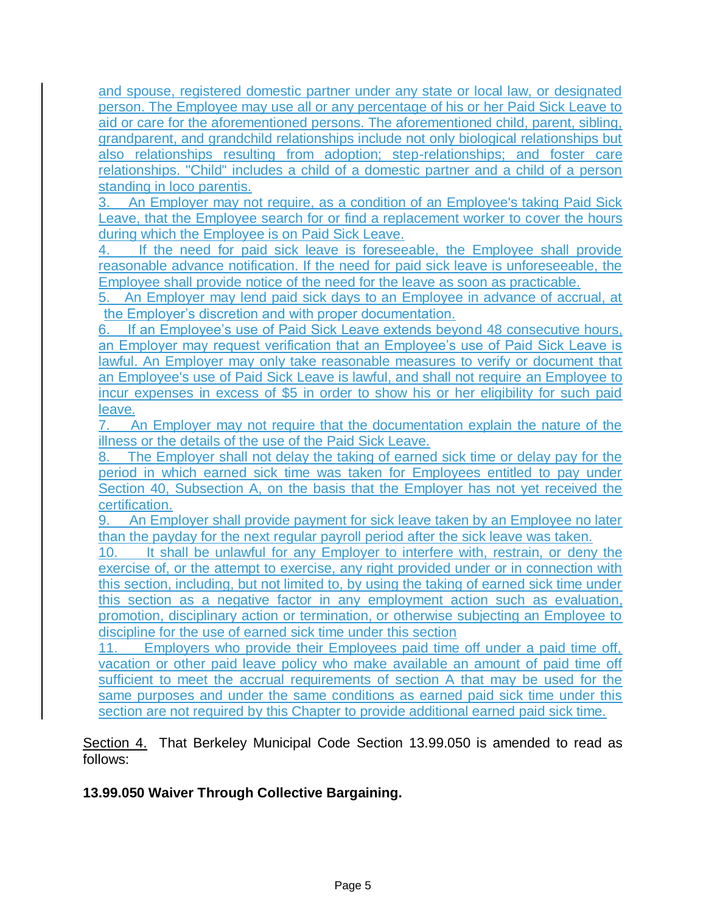and spouse, registered domestic partner under any state or local law, or designated person. The Employee may use all or any percentage of his or her Paid Sick Leave to aid or care for the aforementioned persons. The aforementioned child, parent, sibling, grandparent, and grandchild relationships include not only biological relationships but also relationships resulting from adoption; step-relationships; and foster care relationships. "Child" includes a child of a domestic partner and a child of a person standing in loco parentis.

3. An Employer may not require, as a condition of an Employee's taking Paid Sick Leave, that the Employee search for or find a replacement worker to cover the hours during which the Employee is on Paid Sick Leave.

4. If the need for paid sick leave is foreseeable, the Employee shall provide reasonable advance notification. If the need for paid sick leave is unforeseeable, the Employee shall provide notice of the need for the leave as soon as practicable.

5. An Employer may lend paid sick days to an Employee in advance of accrual, at the Employer's discretion and with proper documentation.

6. If an Employee's use of Paid Sick Leave extends beyond 48 consecutive hours, an Employer may request verification that an Employee's use of Paid Sick Leave is lawful. An Employer may only take reasonable measures to verify or document that an Employee's use of Paid Sick Leave is lawful, and shall not require an Employee to incur expenses in excess of $5 in order to show his or her eligibility for such paid leave.

7. An Employer may not require that the documentation explain the nature of the illness or the details of the use of the Paid Sick Leave.

8. The Employer shall not delay the taking of earned sick time or delay pay for the period in which earned sick time was taken for Employees entitled to pay under Section 40, Subsection A, on the basis that the Employer has not yet received the certification.

9. An Employer shall provide payment for sick leave taken by an Employee no later than the payday for the next regular payroll period after the sick leave was taken.

10. It shall be unlawful for any Employer to interfere with, restrain, or deny the exercise of, or the attempt to exercise, any right provided under or in connection with this section, including, but not limited to, by using the taking of earned sick time under this section as a negative factor in any employment action such as evaluation, promotion, disciplinary action or termination, or otherwise subjecting an Employee to discipline for the use of earned sick time under this section

11. Employers who provide their Employees paid time off under a paid time off, vacation or other paid leave policy who make available an amount of paid time off sufficient to meet the accrual requirements of section A that may be used for the same purposes and under the same conditions as earned paid sick time under this section are not required by this Chapter to provide additional earned paid sick time.

Section 4. That Berkeley Municipal Code Section 13.99.050 is amended to read as follows:

**13.99.050 Waiver Through Collective Bargaining.**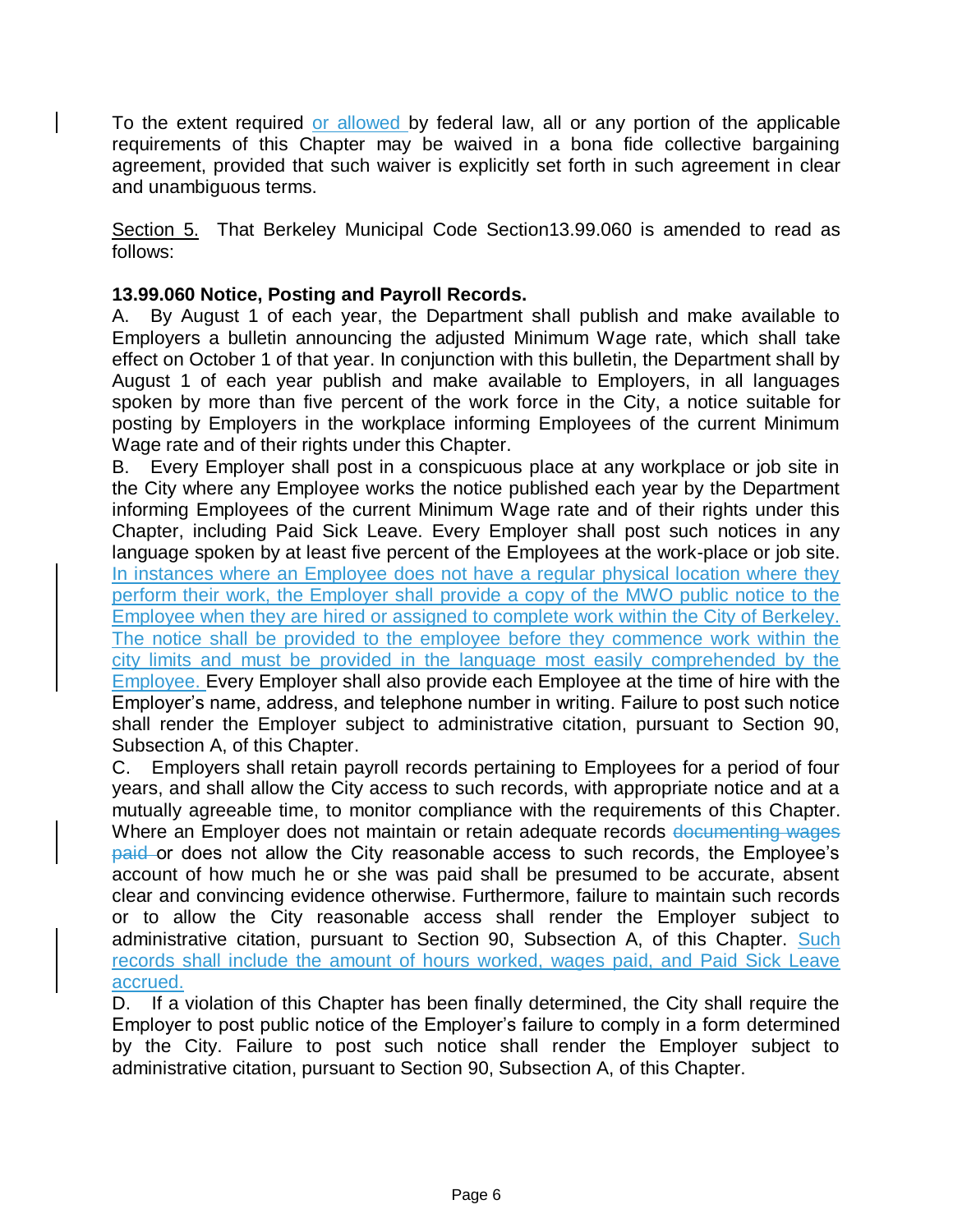To the extent required or allowed by federal law, all or any portion of the applicable requirements of this Chapter may be waived in a bona fide collective bargaining agreement, provided that such waiver is explicitly set forth in such agreement in clear and unambiguous terms.

Section 5. That Berkeley Municipal Code Section13.99.060 is amended to read as follows:

**13.99.060 Notice, Posting and Payroll Records.**

A. By August 1 of each year, the Department shall publish and make available to Employers a bulletin announcing the adjusted Minimum Wage rate, which shall take effect on October 1 of that year. In conjunction with this bulletin, the Department shall by August 1 of each year publish and make available to Employers, in all languages spoken by more than five percent of the work force in the City, a notice suitable for posting by Employers in the workplace informing Employees of the current Minimum Wage rate and of their rights under this Chapter.

B. Every Employer shall post in a conspicuous place at any workplace or job site in the City where any Employee works the notice published each year by the Department informing Employees of the current Minimum Wage rate and of their rights under this Chapter, including Paid Sick Leave. Every Employer shall post such notices in any language spoken by at least five percent of the Employees at the work-place or job site. In instances where an Employee does not have a regular physical location where they perform their work, the Employer shall provide a copy of the MWO public notice to the Employee when they are hired or assigned to complete work within the City of Berkeley. The notice shall be provided to the employee before they commence work within the city limits and must be provided in the language most easily comprehended by the Employee. Every Employer shall also provide each Employee at the time of hire with the Employer's name, address, and telephone number in writing. Failure to post such notice shall render the Employer subject to administrative citation, pursuant to Section 90, Subsection A, of this Chapter.

C. Employers shall retain payroll records pertaining to Employees for a period of four years, and shall allow the City access to such records, with appropriate notice and at a mutually agreeable time, to monitor compliance with the requirements of this Chapter. Where an Employer does not maintain or retain adequate records ~~documenting wages paid~~ or does not allow the City reasonable access to such records, the Employee's account of how much he or she was paid shall be presumed to be accurate, absent clear and convincing evidence otherwise. Furthermore, failure to maintain such records or to allow the City reasonable access shall render the Employer subject to administrative citation, pursuant to Section 90, Subsection A, of this Chapter. Such records shall include the amount of hours worked, wages paid, and Paid Sick Leave accrued.

D. If a violation of this Chapter has been finally determined, the City shall require the Employer to post public notice of the Employer's failure to comply in a form determined by the City. Failure to post such notice shall render the Employer subject to administrative citation, pursuant to Section 90, Subsection A, of this Chapter.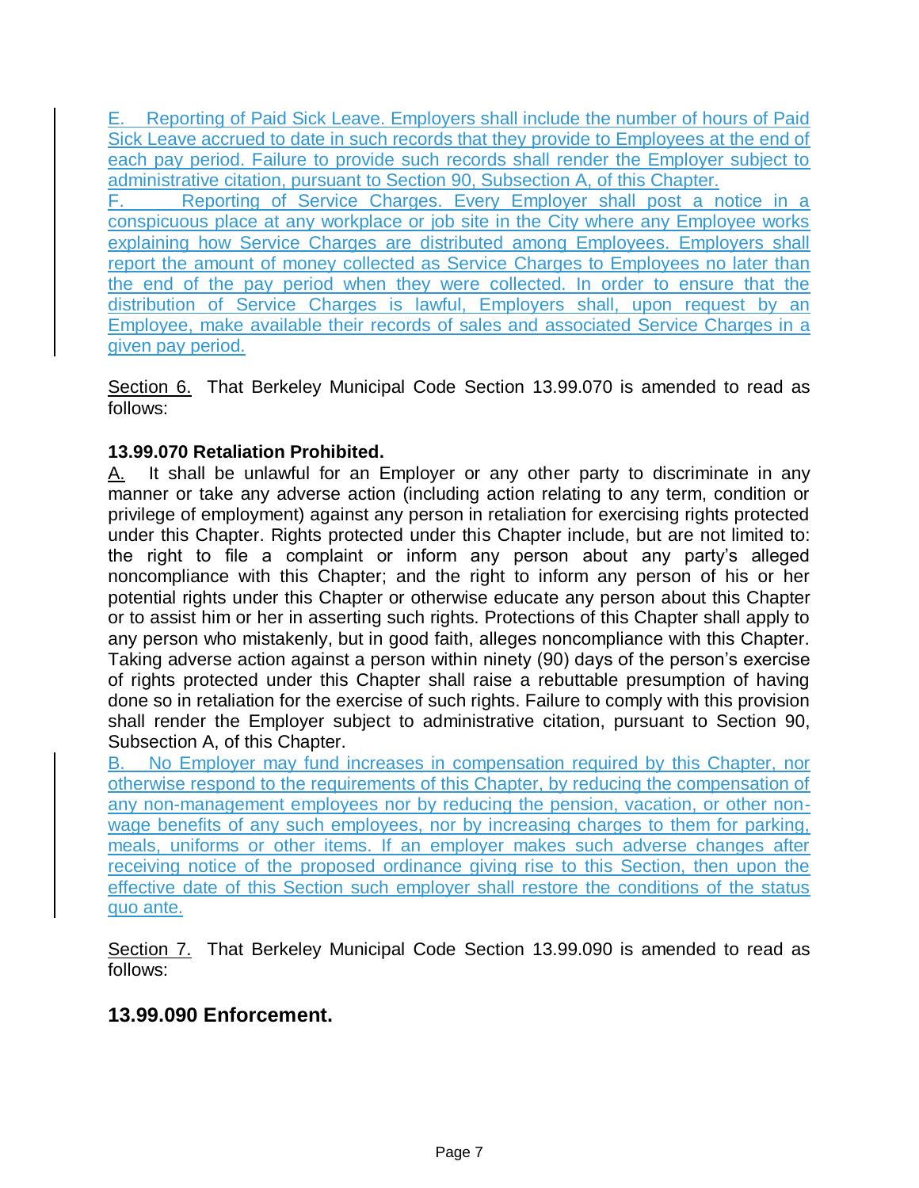E. Reporting of Paid Sick Leave. Employers shall include the number of hours of Paid Sick Leave accrued to date in such records that they provide to Employees at the end of each pay period. Failure to provide such records shall render the Employer subject to administrative citation, pursuant to Section 90, Subsection A, of this Chapter.

F. Reporting of Service Charges. Every Employer shall post a notice in a conspicuous place at any workplace or job site in the City where any Employee works explaining how Service Charges are distributed among Employees. Employers shall report the amount of money collected as Service Charges to Employees no later than the end of the pay period when they were collected. In order to ensure that the distribution of Service Charges is lawful, Employers shall, upon request by an Employee, make available their records of sales and associated Service Charges in a given pay period.

Section 6. That Berkeley Municipal Code Section 13.99.070 is amended to read as follows:

**13.99.070 Retaliation Prohibited.**

A. It shall be unlawful for an Employer or any other party to discriminate in any manner or take any adverse action (including action relating to any term, condition or privilege of employment) against any person in retaliation for exercising rights protected under this Chapter. Rights protected under this Chapter include, but are not limited to: the right to file a complaint or inform any person about any party's alleged noncompliance with this Chapter; and the right to inform any person of his or her potential rights under this Chapter or otherwise educate any person about this Chapter or to assist him or her in asserting such rights. Protections of this Chapter shall apply to any person who mistakenly, but in good faith, alleges noncompliance with this Chapter. Taking adverse action against a person within ninety (90) days of the person's exercise of rights protected under this Chapter shall raise a rebuttable presumption of having done so in retaliation for the exercise of such rights. Failure to comply with this provision shall render the Employer subject to administrative citation, pursuant to Section 90, Subsection A, of this Chapter.

B. No Employer may fund increases in compensation required by this Chapter, nor otherwise respond to the requirements of this Chapter, by reducing the compensation of any non-management employees nor by reducing the pension, vacation, or other non-wage benefits of any such employees, nor by increasing charges to them for parking, meals, uniforms or other items. If an employer makes such adverse changes after receiving notice of the proposed ordinance giving rise to this Section, then upon the effective date of this Section such employer shall restore the conditions of the status quo ante.

Section 7. That Berkeley Municipal Code Section 13.99.090 is amended to read as follows:

## 13.99.090 Enforcement.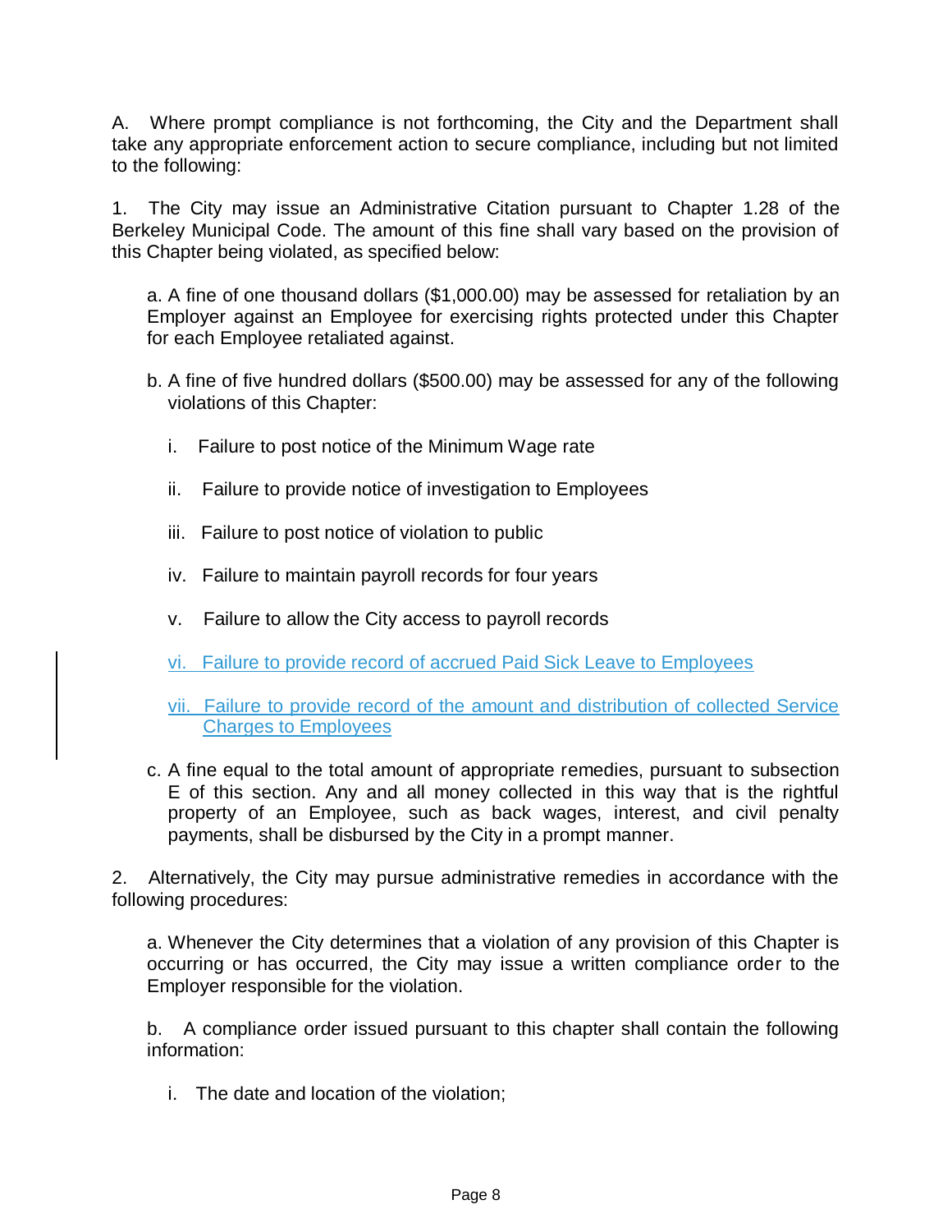A. Where prompt compliance is not forthcoming, the City and the Department shall take any appropriate enforcement action to secure compliance, including but not limited to the following:

1. The City may issue an Administrative Citation pursuant to Chapter 1.28 of the Berkeley Municipal Code. The amount of this fine shall vary based on the provision of this Chapter being violated, as specified below:

   a. A fine of one thousand dollars ($1,000.00) may be assessed for retaliation by an Employer against an Employee for exercising rights protected under this Chapter for each Employee retaliated against.

   b. A fine of five hundred dollars ($500.00) may be assessed for any of the following violations of this Chapter:

      i. Failure to post notice of the Minimum Wage rate

      ii. Failure to provide notice of investigation to Employees

      iii. Failure to post notice of violation to public

      iv. Failure to maintain payroll records for four years

      v. Failure to allow the City access to payroll records

      vi. Failure to provide record of accrued Paid Sick Leave to Employees

      vii. Failure to provide record of the amount and distribution of collected Service Charges to Employees

   c. A fine equal to the total amount of appropriate remedies, pursuant to subsection E of this section. Any and all money collected in this way that is the rightful property of an Employee, such as back wages, interest, and civil penalty payments, shall be disbursed by the City in a prompt manner.

2. Alternatively, the City may pursue administrative remedies in accordance with the following procedures:

   a. Whenever the City determines that a violation of any provision of this Chapter is occurring or has occurred, the City may issue a written compliance order to the Employer responsible for the violation.

   b. A compliance order issued pursuant to this chapter shall contain the following information:

      i. The date and location of the violation;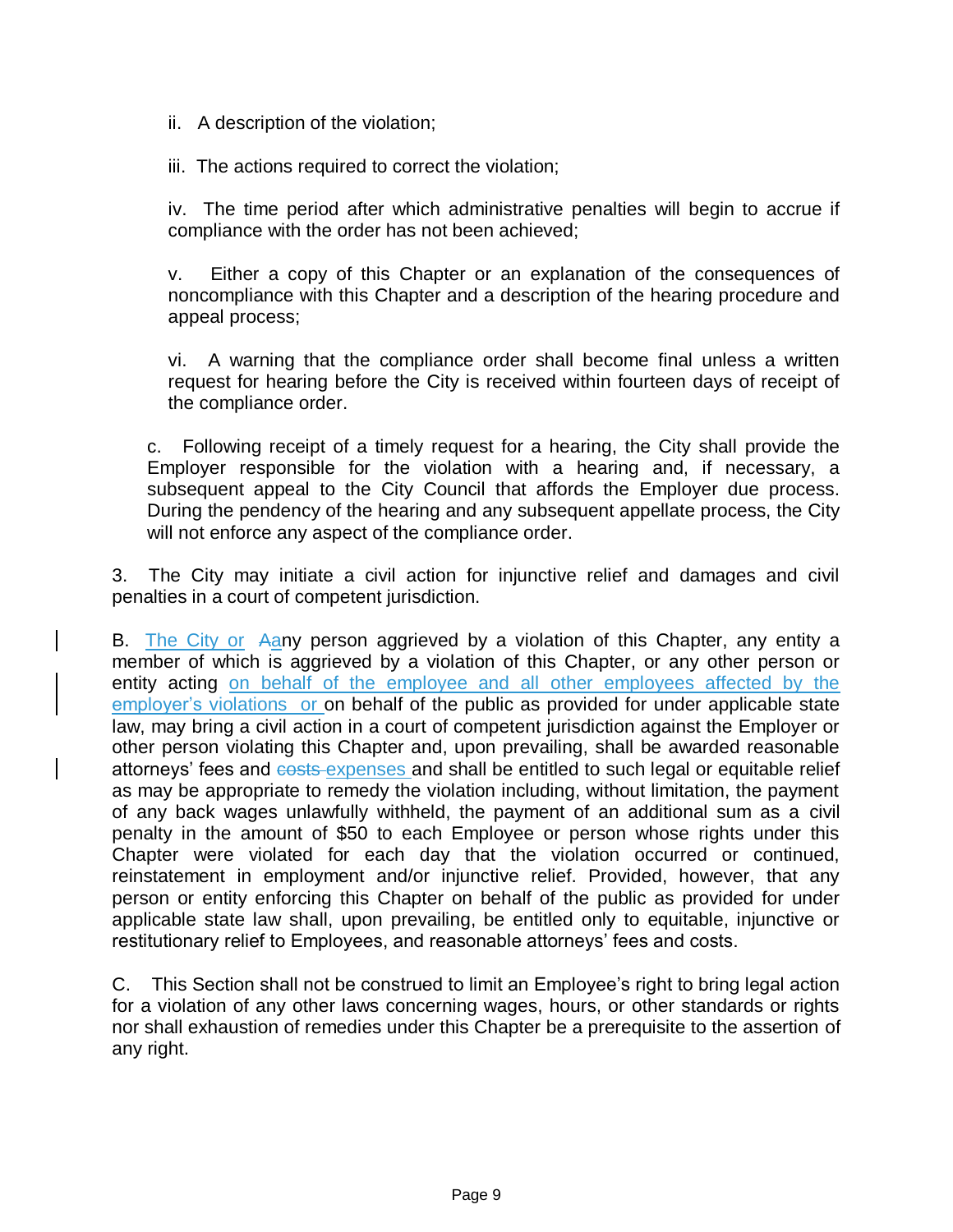ii. A description of the violation;

iii. The actions required to correct the violation;

iv. The time period after which administrative penalties will begin to accrue if compliance with the order has not been achieved;

v. Either a copy of this Chapter or an explanation of the consequences of noncompliance with this Chapter and a description of the hearing procedure and appeal process;

vi. A warning that the compliance order shall become final unless a written request for hearing before the City is received within fourteen days of receipt of the compliance order.

c. Following receipt of a timely request for a hearing, the City shall provide the Employer responsible for the violation with a hearing and, if necessary, a subsequent appeal to the City Council that affords the Employer due process. During the pendency of the hearing and any subsequent appellate process, the City will not enforce any aspect of the compliance order.

3. The City may initiate a civil action for injunctive relief and damages and civil penalties in a court of competent jurisdiction.

B. The City or ~~A~~any person aggrieved by a violation of this Chapter, any entity a member of which is aggrieved by a violation of this Chapter, or any other person or entity acting on behalf of the employee and all other employees affected by the employer's violations or on behalf of the public as provided for under applicable state law, may bring a civil action in a court of competent jurisdiction against the Employer or other person violating this Chapter and, upon prevailing, shall be awarded reasonable attorneys' fees and ~~costs~~ expenses and shall be entitled to such legal or equitable relief as may be appropriate to remedy the violation including, without limitation, the payment of any back wages unlawfully withheld, the payment of an additional sum as a civil penalty in the amount of $50 to each Employee or person whose rights under this Chapter were violated for each day that the violation occurred or continued, reinstatement in employment and/or injunctive relief. Provided, however, that any person or entity enforcing this Chapter on behalf of the public as provided for under applicable state law shall, upon prevailing, be entitled only to equitable, injunctive or restitutionary relief to Employees, and reasonable attorneys' fees and costs.

C. This Section shall not be construed to limit an Employee's right to bring legal action for a violation of any other laws concerning wages, hours, or other standards or rights nor shall exhaustion of remedies under this Chapter be a prerequisite to the assertion of any right.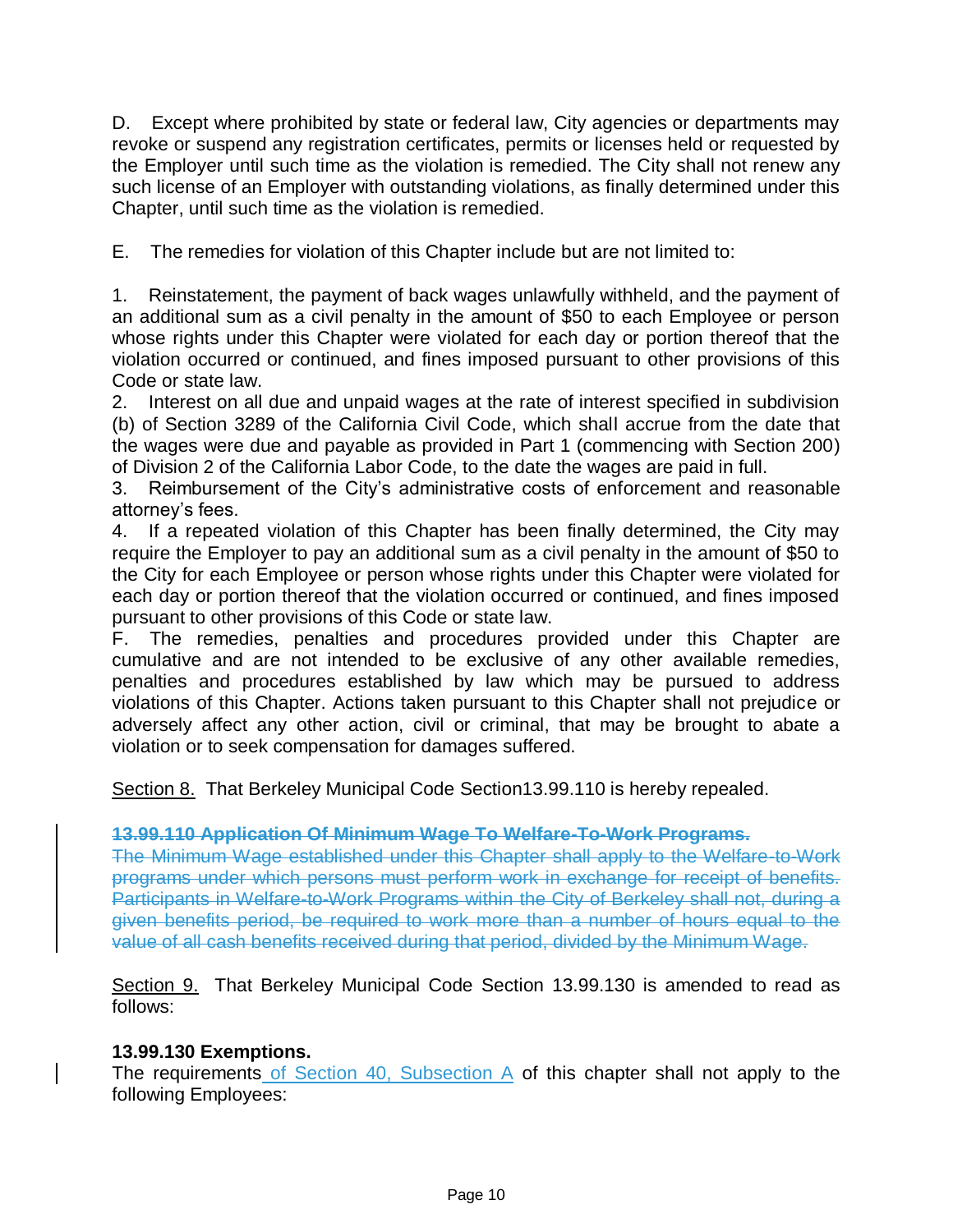D. Except where prohibited by state or federal law, City agencies or departments may revoke or suspend any registration certificates, permits or licenses held or requested by the Employer until such time as the violation is remedied. The City shall not renew any such license of an Employer with outstanding violations, as finally determined under this Chapter, until such time as the violation is remedied.

E. The remedies for violation of this Chapter include but are not limited to:

1. Reinstatement, the payment of back wages unlawfully withheld, and the payment of an additional sum as a civil penalty in the amount of $50 to each Employee or person whose rights under this Chapter were violated for each day or portion thereof that the violation occurred or continued, and fines imposed pursuant to other provisions of this Code or state law.
2. Interest on all due and unpaid wages at the rate of interest specified in subdivision (b) of Section 3289 of the California Civil Code, which shall accrue from the date that the wages were due and payable as provided in Part 1 (commencing with Section 200) of Division 2 of the California Labor Code, to the date the wages are paid in full.
3. Reimbursement of the City's administrative costs of enforcement and reasonable attorney's fees.
4. If a repeated violation of this Chapter has been finally determined, the City may require the Employer to pay an additional sum as a civil penalty in the amount of $50 to the City for each Employee or person whose rights under this Chapter were violated for each day or portion thereof that the violation occurred or continued, and fines imposed pursuant to other provisions of this Code or state law.

F. The remedies, penalties and procedures provided under this Chapter are cumulative and are not intended to be exclusive of any other available remedies, penalties and procedures established by law which may be pursued to address violations of this Chapter. Actions taken pursuant to this Chapter shall not prejudice or adversely affect any other action, civil or criminal, that may be brought to abate a violation or to seek compensation for damages suffered.

Section 8. That Berkeley Municipal Code Section13.99.110 is hereby repealed.

~~**13.99.110 Application Of Minimum Wage To Welfare-To-Work Programs.**~~
~~The Minimum Wage established under this Chapter shall apply to the Welfare-to-Work programs under which persons must perform work in exchange for receipt of benefits. Participants in Welfare-to-Work Programs within the City of Berkeley shall not, during a given benefits period, be required to work more than a number of hours equal to the value of all cash benefits received during that period, divided by the Minimum Wage.~~

Section 9. That Berkeley Municipal Code Section 13.99.130 is amended to read as follows:

**13.99.130 Exemptions.**
The requirements of Section 40, Subsection A of this chapter shall not apply to the following Employees: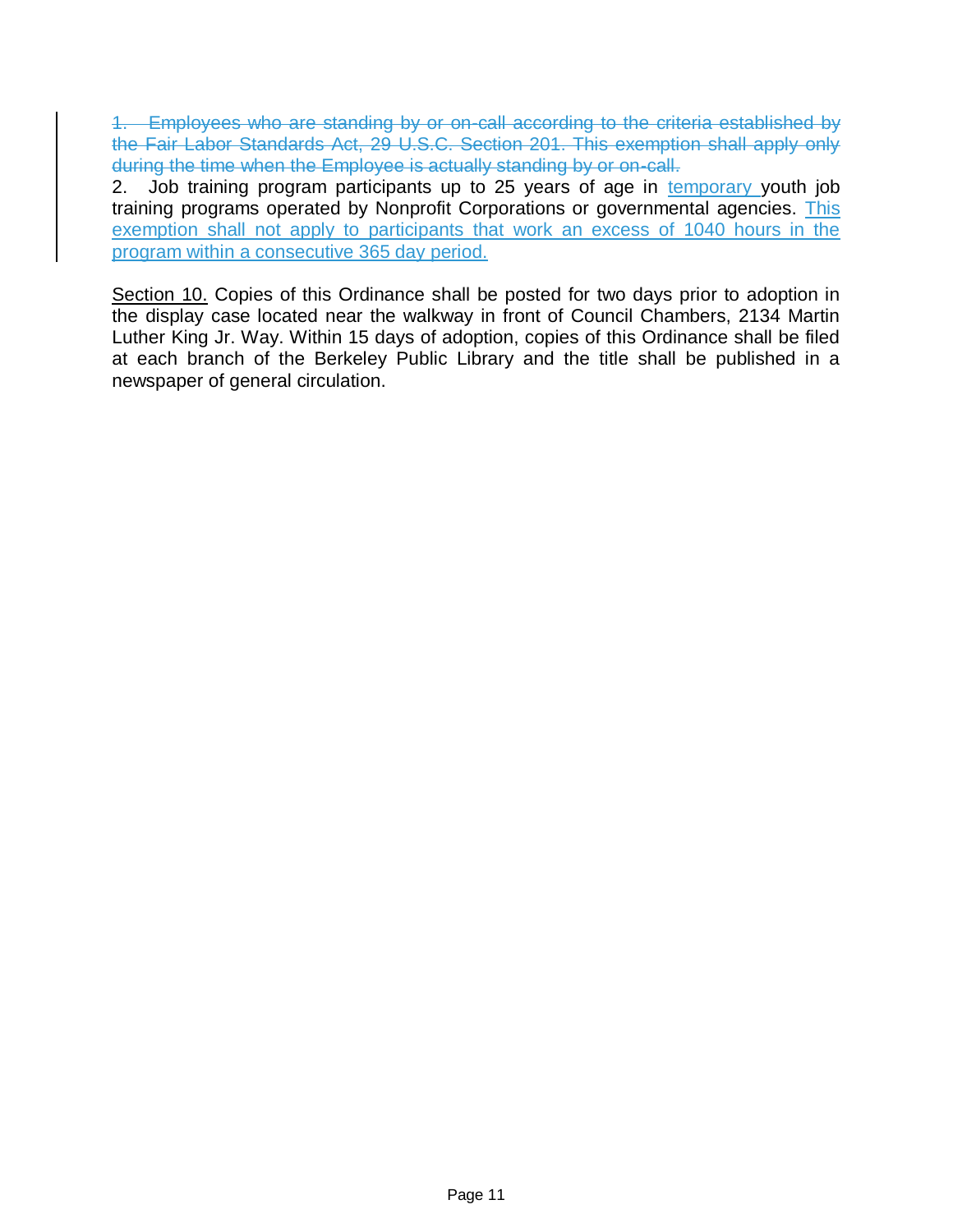~~1. Employees who are standing by or on-call according to the criteria established by the Fair Labor Standards Act, 29 U.S.C. Section 201. This exemption shall apply only during the time when the Employee is actually standing by or on-call.~~

2. Job training program participants up to 25 years of age in <u>temporary</u> youth job training programs operated by Nonprofit Corporations or governmental agencies. <u>This exemption shall not apply to participants that work an excess of 1040 hours in the program within a consecutive 365 day period.</u>

<u>Section 10.</u> Copies of this Ordinance shall be posted for two days prior to adoption in the display case located near the walkway in front of Council Chambers, 2134 Martin Luther King Jr. Way. Within 15 days of adoption, copies of this Ordinance shall be filed at each branch of the Berkeley Public Library and the title shall be published in a newspaper of general circulation.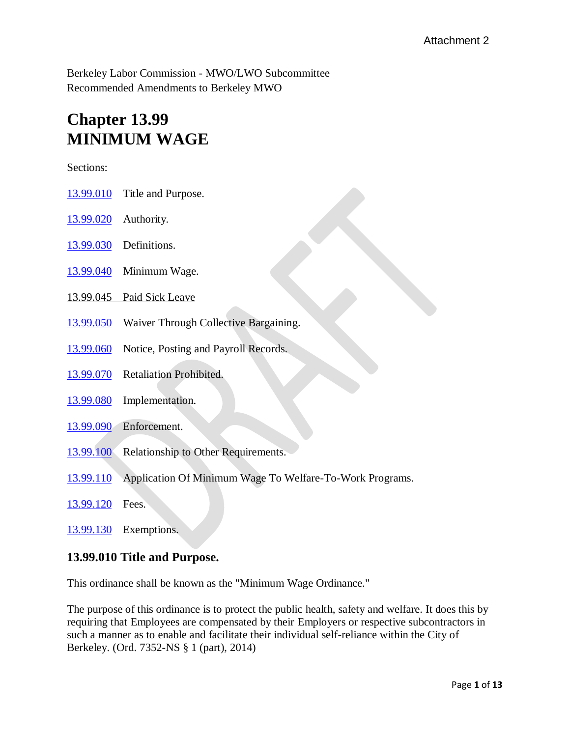Attachment 2

Berkeley Labor Commission - MWO/LWO Subcommittee
Recommended Amendments to Berkeley MWO

# Chapter 13.99
# MINIMUM WAGE

Sections:

13.99.010 Title and Purpose.

13.99.020 Authority.

13.99.030 Definitions.

13.99.040 Minimum Wage.

13.99.045 Paid Sick Leave

13.99.050 Waiver Through Collective Bargaining.

13.99.060 Notice, Posting and Payroll Records.

13.99.070 Retaliation Prohibited.

13.99.080 Implementation.

13.99.090 Enforcement.

13.99.100 Relationship to Other Requirements.

13.99.110 Application Of Minimum Wage To Welfare-To-Work Programs.

13.99.120 Fees.

13.99.130 Exemptions.

## 13.99.010 Title and Purpose.

This ordinance shall be known as the "Minimum Wage Ordinance."

The purpose of this ordinance is to protect the public health, safety and welfare. It does this by requiring that Employees are compensated by their Employers or respective subcontractors in such a manner as to enable and facilitate their individual self-reliance within the City of Berkeley. (Ord. 7352-NS § 1 (part), 2014)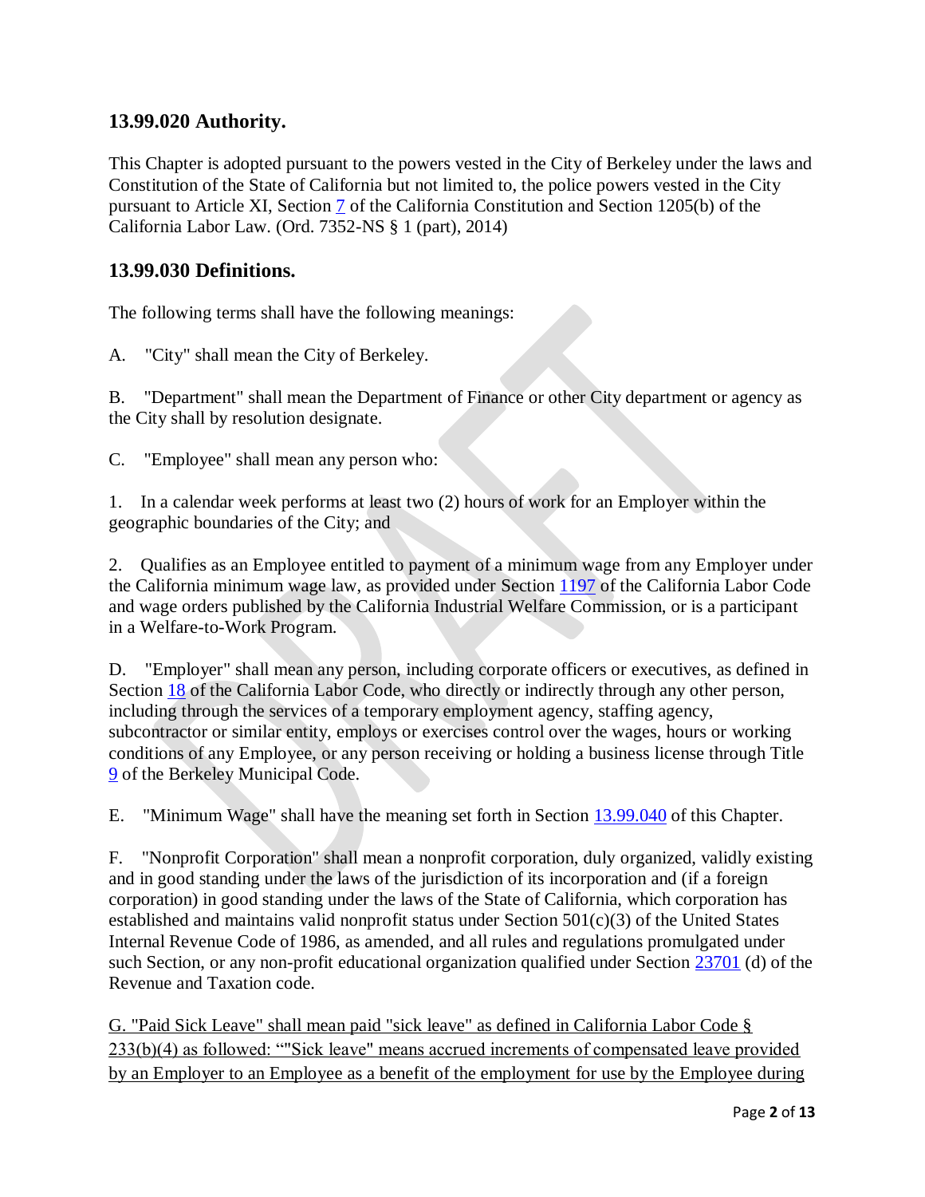## 13.99.020 Authority.

This Chapter is adopted pursuant to the powers vested in the City of Berkeley under the laws and Constitution of the State of California but not limited to, the police powers vested in the City pursuant to Article XI, Section 7 of the California Constitution and Section 1205(b) of the California Labor Law. (Ord. 7352-NS § 1 (part), 2014)

## 13.99.030 Definitions.

The following terms shall have the following meanings:

A. "City" shall mean the City of Berkeley.

B. "Department" shall mean the Department of Finance or other City department or agency as the City shall by resolution designate.

C. "Employee" shall mean any person who:

1. In a calendar week performs at least two (2) hours of work for an Employer within the geographic boundaries of the City; and

2. Qualifies as an Employee entitled to payment of a minimum wage from any Employer under the California minimum wage law, as provided under Section 1197 of the California Labor Code and wage orders published by the California Industrial Welfare Commission, or is a participant in a Welfare-to-Work Program.

D. "Employer" shall mean any person, including corporate officers or executives, as defined in Section 18 of the California Labor Code, who directly or indirectly through any other person, including through the services of a temporary employment agency, staffing agency, subcontractor or similar entity, employs or exercises control over the wages, hours or working conditions of any Employee, or any person receiving or holding a business license through Title 9 of the Berkeley Municipal Code.

E. "Minimum Wage" shall have the meaning set forth in Section 13.99.040 of this Chapter.

F. "Nonprofit Corporation" shall mean a nonprofit corporation, duly organized, validly existing and in good standing under the laws of the jurisdiction of its incorporation and (if a foreign corporation) in good standing under the laws of the State of California, which corporation has established and maintains valid nonprofit status under Section 501(c)(3) of the United States Internal Revenue Code of 1986, as amended, and all rules and regulations promulgated under such Section, or any non-profit educational organization qualified under Section 23701 (d) of the Revenue and Taxation code.

G. "Paid Sick Leave" shall mean paid "sick leave" as defined in California Labor Code § 233(b)(4) as followed: “"Sick leave" means accrued increments of compensated leave provided by an Employer to an Employee as a benefit of the employment for use by the Employee during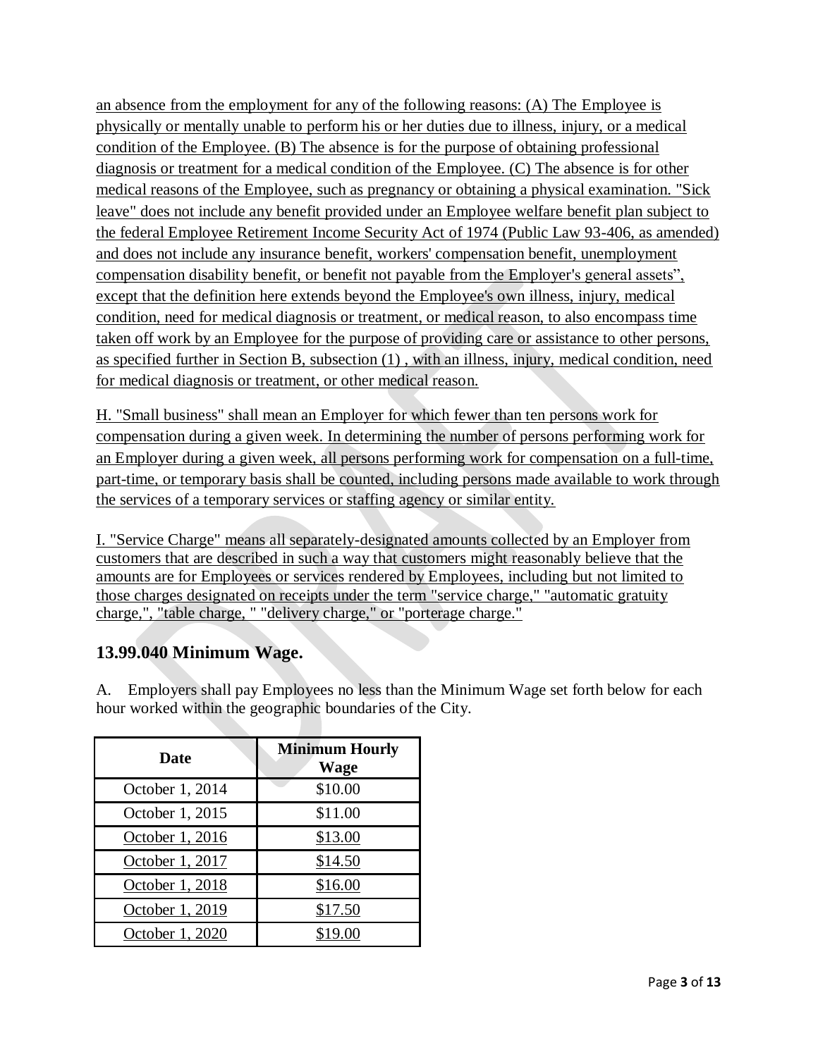an absence from the employment for any of the following reasons: (A) The Employee is physically or mentally unable to perform his or her duties due to illness, injury, or a medical condition of the Employee. (B) The absence is for the purpose of obtaining professional diagnosis or treatment for a medical condition of the Employee. (C) The absence is for other medical reasons of the Employee, such as pregnancy or obtaining a physical examination. "Sick leave" does not include any benefit provided under an Employee welfare benefit plan subject to the federal Employee Retirement Income Security Act of 1974 (Public Law 93-406, as amended) and does not include any insurance benefit, workers' compensation benefit, unemployment compensation disability benefit, or benefit not payable from the Employer's general assets", except that the definition here extends beyond the Employee's own illness, injury, medical condition, need for medical diagnosis or treatment, or medical reason, to also encompass time taken off work by an Employee for the purpose of providing care or assistance to other persons, as specified further in Section B, subsection (1) , with an illness, injury, medical condition, need for medical diagnosis or treatment, or other medical reason.

H. "Small business" shall mean an Employer for which fewer than ten persons work for compensation during a given week. In determining the number of persons performing work for an Employer during a given week, all persons performing work for compensation on a full-time, part-time, or temporary basis shall be counted, including persons made available to work through the services of a temporary services or staffing agency or similar entity.

I. "Service Charge" means all separately-designated amounts collected by an Employer from customers that are described in such a way that customers might reasonably believe that the amounts are for Employees or services rendered by Employees, including but not limited to those charges designated on receipts under the term "service charge," "automatic gratuity charge,", "table charge, " "delivery charge," or "porterage charge."

## 13.99.040 Minimum Wage.

A. Employers shall pay Employees no less than the Minimum Wage set forth below for each hour worked within the geographic boundaries of the City.

| Date | Minimum Hourly Wage |
|---|---|
| October 1, 2014 | $10.00 |
| October 1, 2015 | $11.00 |
| October 1, 2016 | $13.00 |
| October 1, 2017 | $14.50 |
| October 1, 2018 | $16.00 |
| October 1, 2019 | $17.50 |
| October 1, 2020 | $19.00 |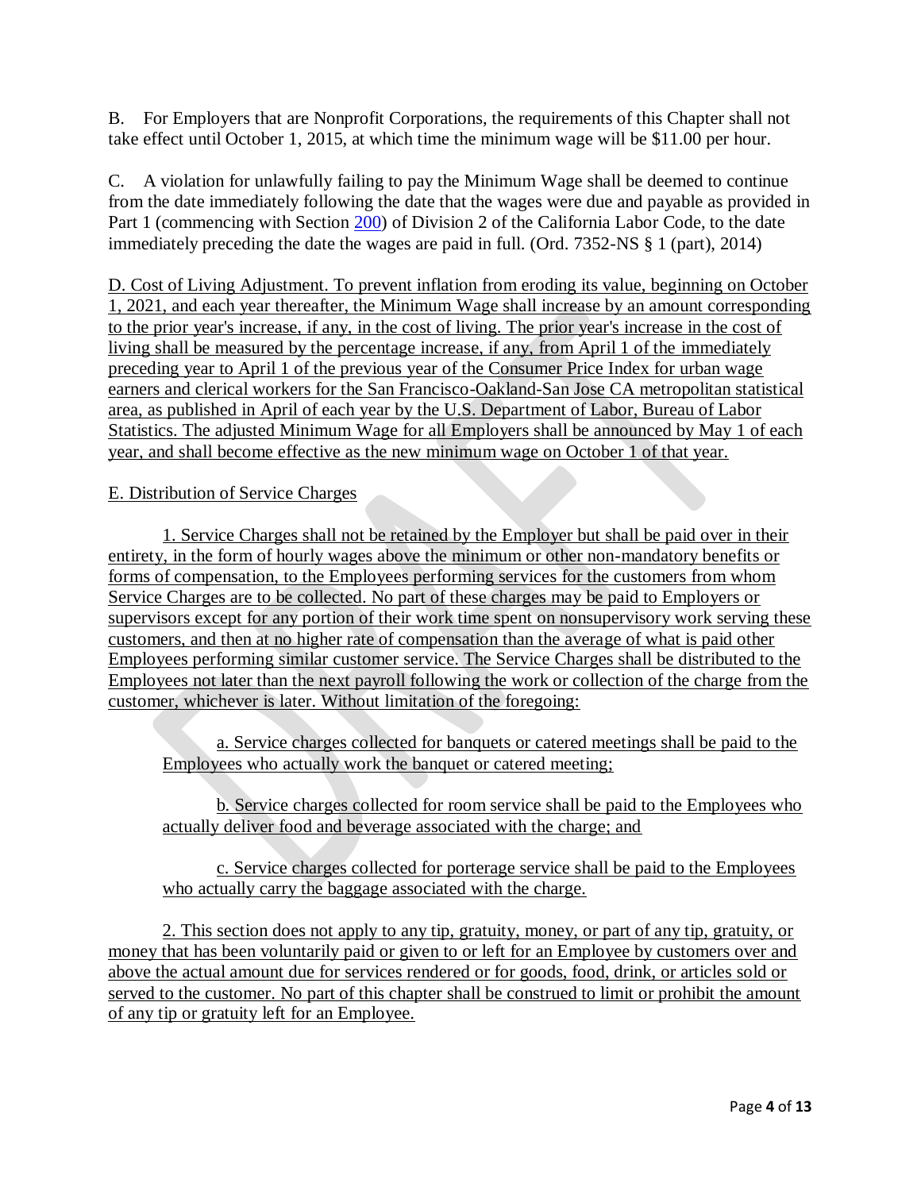B. For Employers that are Nonprofit Corporations, the requirements of this Chapter shall not take effect until October 1, 2015, at which time the minimum wage will be $11.00 per hour.

C. A violation for unlawfully failing to pay the Minimum Wage shall be deemed to continue from the date immediately following the date that the wages were due and payable as provided in Part 1 (commencing with Section 200) of Division 2 of the California Labor Code, to the date immediately preceding the date the wages are paid in full. (Ord. 7352-NS § 1 (part), 2014)

<u>D. Cost of Living Adjustment. To prevent inflation from eroding its value, beginning on October 1, 2021, and each year thereafter, the Minimum Wage shall increase by an amount corresponding to the prior year's increase, if any, in the cost of living. The prior year's increase in the cost of living shall be measured by the percentage increase, if any, from April 1 of the immediately preceding year to April 1 of the previous year of the Consumer Price Index for urban wage earners and clerical workers for the San Francisco-Oakland-San Jose CA metropolitan statistical area, as published in April of each year by the U.S. Department of Labor, Bureau of Labor Statistics. The adjusted Minimum Wage for all Employers shall be announced by May 1 of each year, and shall become effective as the new minimum wage on October 1 of that year.</u>

<u>E. Distribution of Service Charges</u>

<u>1. Service Charges shall not be retained by the Employer but shall be paid over in their entirety, in the form of hourly wages above the minimum or other non-mandatory benefits or forms of compensation, to the Employees performing services for the customers from whom Service Charges are to be collected. No part of these charges may be paid to Employers or supervisors except for any portion of their work time spent on nonsupervisory work serving these customers, and then at no higher rate of compensation than the average of what is paid other Employees performing similar customer service. The Service Charges shall be distributed to the Employees not later than the next payroll following the work or collection of the charge from the customer, whichever is later. Without limitation of the foregoing:</u>

<u>a. Service charges collected for banquets or catered meetings shall be paid to the Employees who actually work the banquet or catered meeting;</u>

<u>b. Service charges collected for room service shall be paid to the Employees who actually deliver food and beverage associated with the charge; and</u>

<u>c. Service charges collected for porterage service shall be paid to the Employees who actually carry the baggage associated with the charge.</u>

<u>2. This section does not apply to any tip, gratuity, money, or part of any tip, gratuity, or money that has been voluntarily paid or given to or left for an Employee by customers over and above the actual amount due for services rendered or for goods, food, drink, or articles sold or served to the customer. No part of this chapter shall be construed to limit or prohibit the amount of any tip or gratuity left for an Employee.</u>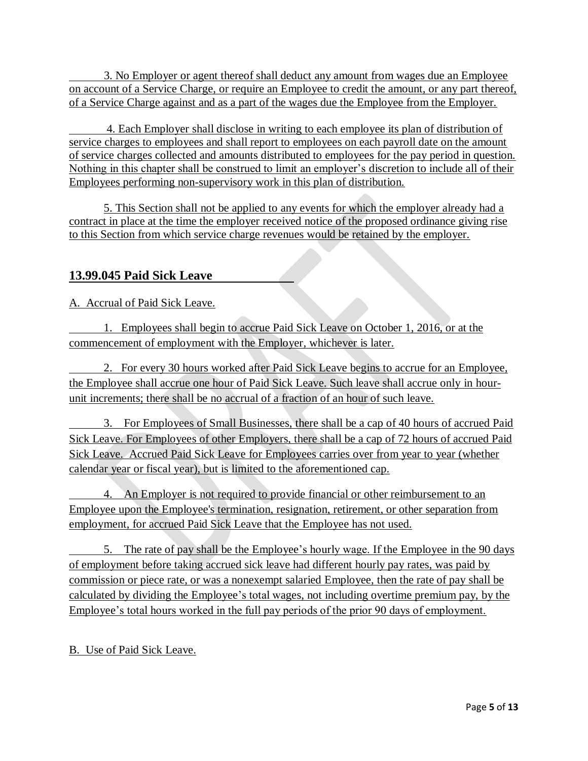3. No Employer or agent thereof shall deduct any amount from wages due an Employee on account of a Service Charge, or require an Employee to credit the amount, or any part thereof, of a Service Charge against and as a part of the wages due the Employee from the Employer.

4. Each Employer shall disclose in writing to each employee its plan of distribution of service charges to employees and shall report to employees on each payroll date on the amount of service charges collected and amounts distributed to employees for the pay period in question. Nothing in this chapter shall be construed to limit an employer's discretion to include all of their Employees performing non-supervisory work in this plan of distribution.

5. This Section shall not be applied to any events for which the employer already had a contract in place at the time the employer received notice of the proposed ordinance giving rise to this Section from which service charge revenues would be retained by the employer.

## 13.99.045 Paid Sick Leave

A. Accrual of Paid Sick Leave.

1. Employees shall begin to accrue Paid Sick Leave on October 1, 2016, or at the commencement of employment with the Employer, whichever is later.

2. For every 30 hours worked after Paid Sick Leave begins to accrue for an Employee, the Employee shall accrue one hour of Paid Sick Leave. Such leave shall accrue only in hour-unit increments; there shall be no accrual of a fraction of an hour of such leave.

3. For Employees of Small Businesses, there shall be a cap of 40 hours of accrued Paid Sick Leave. For Employees of other Employers, there shall be a cap of 72 hours of accrued Paid Sick Leave. Accrued Paid Sick Leave for Employees carries over from year to year (whether calendar year or fiscal year), but is limited to the aforementioned cap.

4. An Employer is not required to provide financial or other reimbursement to an Employee upon the Employee's termination, resignation, retirement, or other separation from employment, for accrued Paid Sick Leave that the Employee has not used.

5. The rate of pay shall be the Employee's hourly wage. If the Employee in the 90 days of employment before taking accrued sick leave had different hourly pay rates, was paid by commission or piece rate, or was a nonexempt salaried Employee, then the rate of pay shall be calculated by dividing the Employee's total wages, not including overtime premium pay, by the Employee's total hours worked in the full pay periods of the prior 90 days of employment.

B. Use of Paid Sick Leave.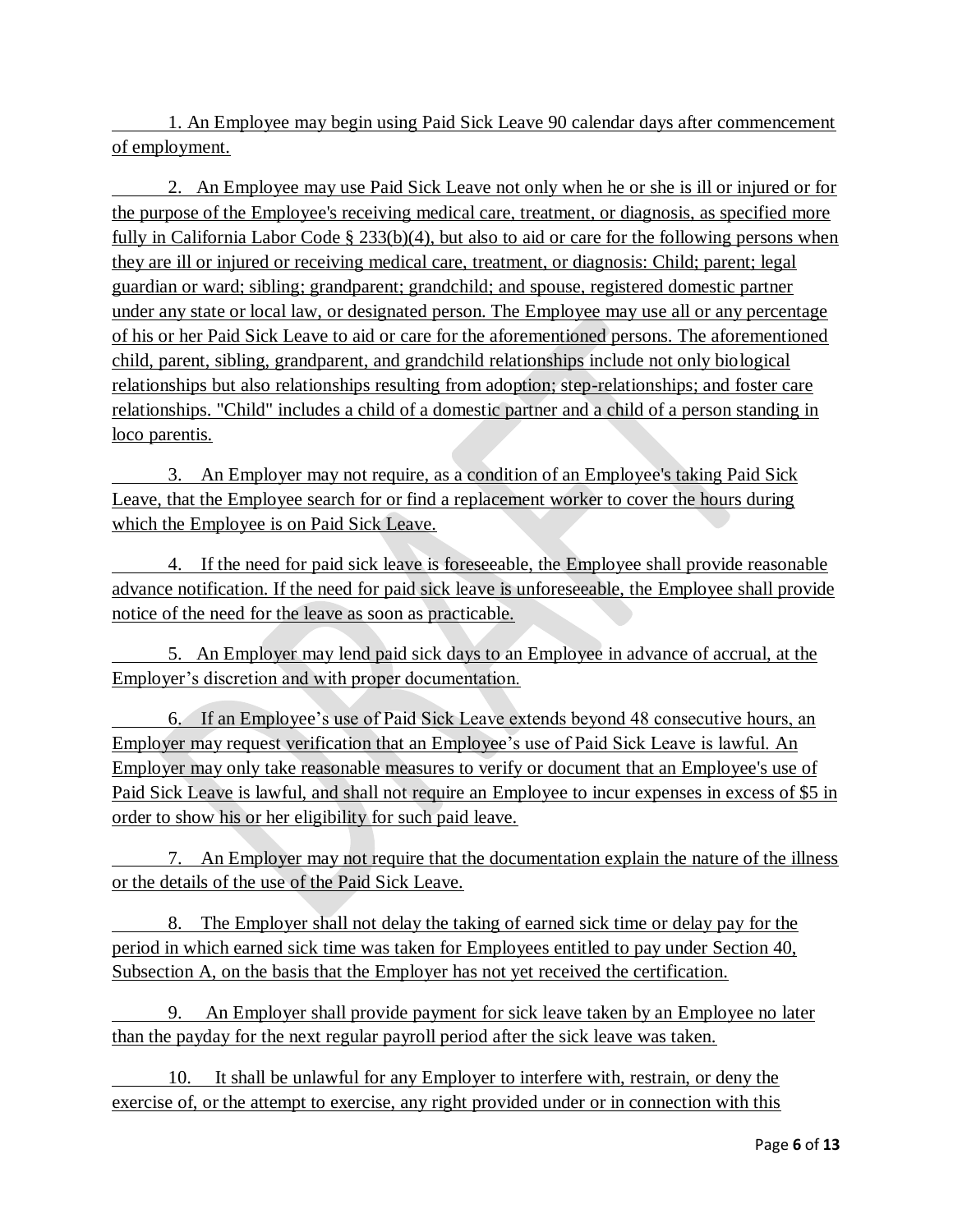1. An Employee may begin using Paid Sick Leave 90 calendar days after commencement of employment.

2. An Employee may use Paid Sick Leave not only when he or she is ill or injured or for the purpose of the Employee's receiving medical care, treatment, or diagnosis, as specified more fully in California Labor Code § 233(b)(4), but also to aid or care for the following persons when they are ill or injured or receiving medical care, treatment, or diagnosis: Child; parent; legal guardian or ward; sibling; grandparent; grandchild; and spouse, registered domestic partner under any state or local law, or designated person. The Employee may use all or any percentage of his or her Paid Sick Leave to aid or care for the aforementioned persons. The aforementioned child, parent, sibling, grandparent, and grandchild relationships include not only biological relationships but also relationships resulting from adoption; step-relationships; and foster care relationships. "Child" includes a child of a domestic partner and a child of a person standing in loco parentis.

3. An Employer may not require, as a condition of an Employee's taking Paid Sick Leave, that the Employee search for or find a replacement worker to cover the hours during which the Employee is on Paid Sick Leave.

4. If the need for paid sick leave is foreseeable, the Employee shall provide reasonable advance notification. If the need for paid sick leave is unforeseeable, the Employee shall provide notice of the need for the leave as soon as practicable.

5. An Employer may lend paid sick days to an Employee in advance of accrual, at the Employer's discretion and with proper documentation.

6. If an Employee's use of Paid Sick Leave extends beyond 48 consecutive hours, an Employer may request verification that an Employee's use of Paid Sick Leave is lawful. An Employer may only take reasonable measures to verify or document that an Employee's use of Paid Sick Leave is lawful, and shall not require an Employee to incur expenses in excess of $5 in order to show his or her eligibility for such paid leave.

7. An Employer may not require that the documentation explain the nature of the illness or the details of the use of the Paid Sick Leave.

8. The Employer shall not delay the taking of earned sick time or delay pay for the period in which earned sick time was taken for Employees entitled to pay under Section 40, Subsection A, on the basis that the Employer has not yet received the certification.

9. An Employer shall provide payment for sick leave taken by an Employee no later than the payday for the next regular payroll period after the sick leave was taken.

10. It shall be unlawful for any Employer to interfere with, restrain, or deny the exercise of, or the attempt to exercise, any right provided under or in connection with this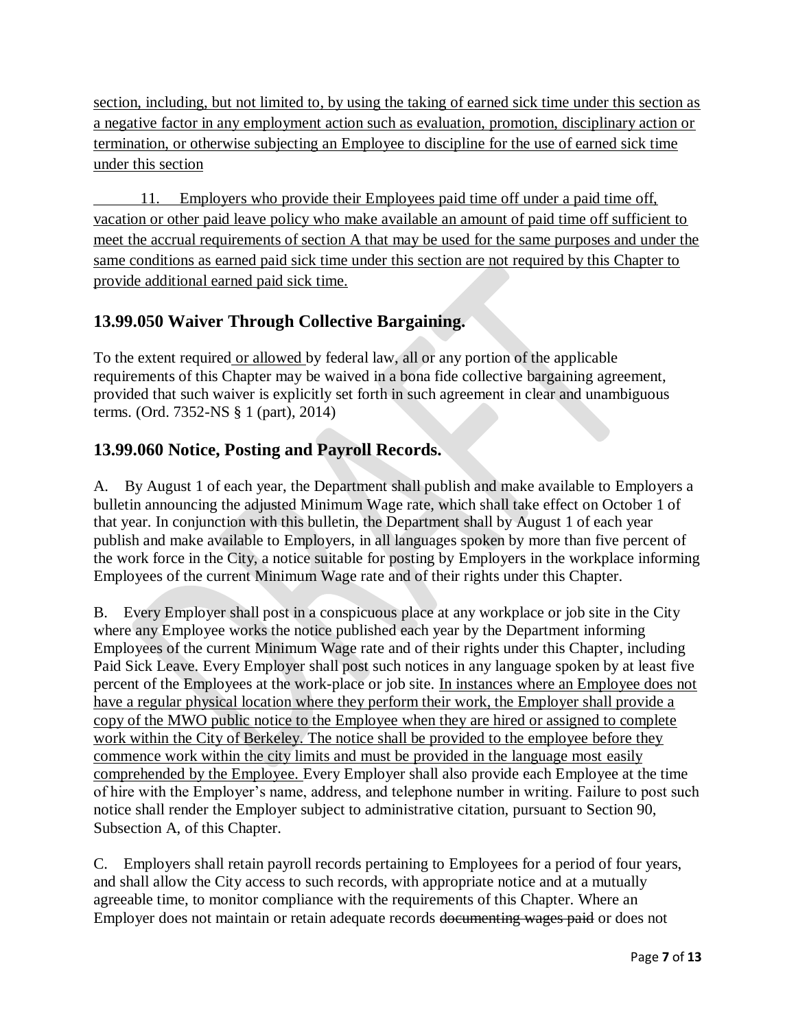section, including, but not limited to, by using the taking of earned sick time under this section as a negative factor in any employment action such as evaluation, promotion, disciplinary action or termination, or otherwise subjecting an Employee to discipline for the use of earned sick time under this section

11. Employers who provide their Employees paid time off under a paid time off, vacation or other paid leave policy who make available an amount of paid time off sufficient to meet the accrual requirements of section A that may be used for the same purposes and under the same conditions as earned paid sick time under this section are not required by this Chapter to provide additional earned paid sick time.

## 13.99.050 Waiver Through Collective Bargaining.

To the extent required or allowed by federal law, all or any portion of the applicable requirements of this Chapter may be waived in a bona fide collective bargaining agreement, provided that such waiver is explicitly set forth in such agreement in clear and unambiguous terms. (Ord. 7352-NS § 1 (part), 2014)

## 13.99.060 Notice, Posting and Payroll Records.

A. By August 1 of each year, the Department shall publish and make available to Employers a bulletin announcing the adjusted Minimum Wage rate, which shall take effect on October 1 of that year. In conjunction with this bulletin, the Department shall by August 1 of each year publish and make available to Employers, in all languages spoken by more than five percent of the work force in the City, a notice suitable for posting by Employers in the workplace informing Employees of the current Minimum Wage rate and of their rights under this Chapter.

B. Every Employer shall post in a conspicuous place at any workplace or job site in the City where any Employee works the notice published each year by the Department informing Employees of the current Minimum Wage rate and of their rights under this Chapter, including Paid Sick Leave. Every Employer shall post such notices in any language spoken by at least five percent of the Employees at the work-place or job site. In instances where an Employee does not have a regular physical location where they perform their work, the Employer shall provide a copy of the MWO public notice to the Employee when they are hired or assigned to complete work within the City of Berkeley. The notice shall be provided to the employee before they commence work within the city limits and must be provided in the language most easily comprehended by the Employee. Every Employer shall also provide each Employee at the time of hire with the Employer's name, address, and telephone number in writing. Failure to post such notice shall render the Employer subject to administrative citation, pursuant to Section 90, Subsection A, of this Chapter.

C. Employers shall retain payroll records pertaining to Employees for a period of four years, and shall allow the City access to such records, with appropriate notice and at a mutually agreeable time, to monitor compliance with the requirements of this Chapter. Where an Employer does not maintain or retain adequate records ~~documenting wages paid~~ or does not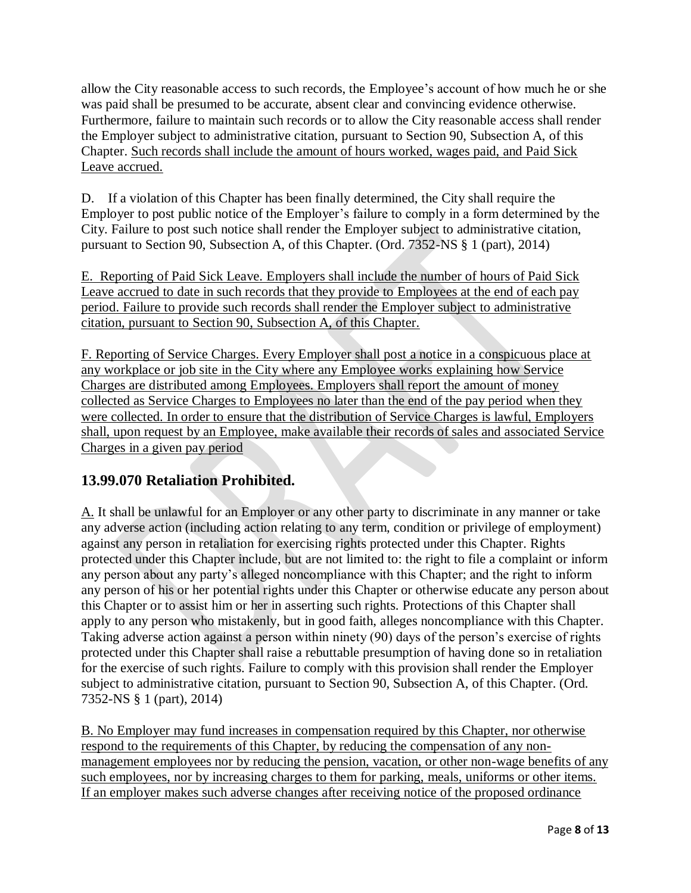allow the City reasonable access to such records, the Employee's account of how much he or she was paid shall be presumed to be accurate, absent clear and convincing evidence otherwise. Furthermore, failure to maintain such records or to allow the City reasonable access shall render the Employer subject to administrative citation, pursuant to Section 90, Subsection A, of this Chapter. Such records shall include the amount of hours worked, wages paid, and Paid Sick Leave accrued.

D. If a violation of this Chapter has been finally determined, the City shall require the Employer to post public notice of the Employer's failure to comply in a form determined by the City. Failure to post such notice shall render the Employer subject to administrative citation, pursuant to Section 90, Subsection A, of this Chapter. (Ord. 7352-NS § 1 (part), 2014)

E. Reporting of Paid Sick Leave. Employers shall include the number of hours of Paid Sick Leave accrued to date in such records that they provide to Employees at the end of each pay period. Failure to provide such records shall render the Employer subject to administrative citation, pursuant to Section 90, Subsection A, of this Chapter.

F. Reporting of Service Charges. Every Employer shall post a notice in a conspicuous place at any workplace or job site in the City where any Employee works explaining how Service Charges are distributed among Employees. Employers shall report the amount of money collected as Service Charges to Employees no later than the end of the pay period when they were collected. In order to ensure that the distribution of Service Charges is lawful, Employers shall, upon request by an Employee, make available their records of sales and associated Service Charges in a given pay period

## 13.99.070 Retaliation Prohibited.

A. It shall be unlawful for an Employer or any other party to discriminate in any manner or take any adverse action (including action relating to any term, condition or privilege of employment) against any person in retaliation for exercising rights protected under this Chapter. Rights protected under this Chapter include, but are not limited to: the right to file a complaint or inform any person about any party's alleged noncompliance with this Chapter; and the right to inform any person of his or her potential rights under this Chapter or otherwise educate any person about this Chapter or to assist him or her in asserting such rights. Protections of this Chapter shall apply to any person who mistakenly, but in good faith, alleges noncompliance with this Chapter. Taking adverse action against a person within ninety (90) days of the person's exercise of rights protected under this Chapter shall raise a rebuttable presumption of having done so in retaliation for the exercise of such rights. Failure to comply with this provision shall render the Employer subject to administrative citation, pursuant to Section 90, Subsection A, of this Chapter. (Ord. 7352-NS § 1 (part), 2014)

B. No Employer may fund increases in compensation required by this Chapter, nor otherwise respond to the requirements of this Chapter, by reducing the compensation of any non-management employees nor by reducing the pension, vacation, or other non-wage benefits of any such employees, nor by increasing charges to them for parking, meals, uniforms or other items. If an employer makes such adverse changes after receiving notice of the proposed ordinance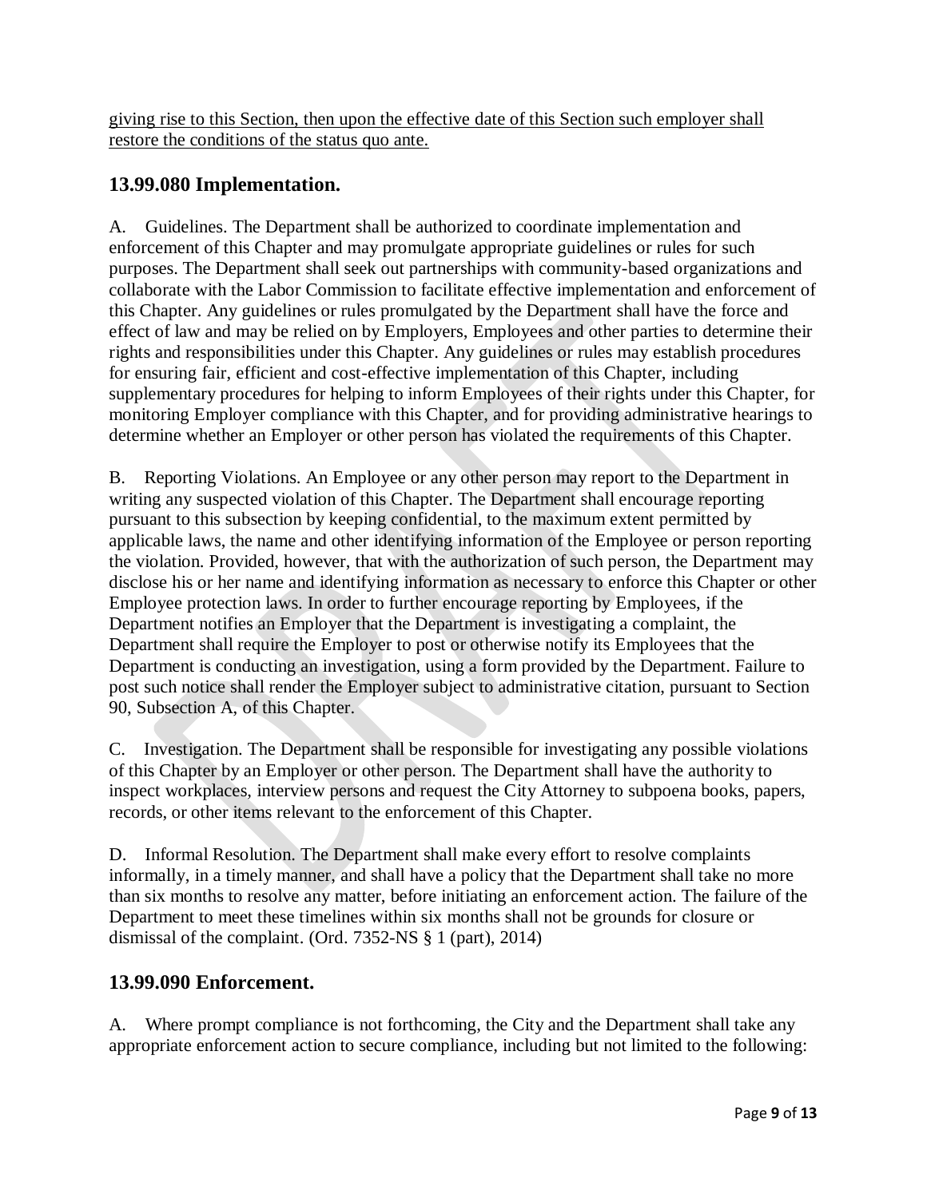giving rise to this Section, then upon the effective date of this Section such employer shall restore the conditions of the status quo ante.

## 13.99.080 Implementation.

A. Guidelines. The Department shall be authorized to coordinate implementation and enforcement of this Chapter and may promulgate appropriate guidelines or rules for such purposes. The Department shall seek out partnerships with community-based organizations and collaborate with the Labor Commission to facilitate effective implementation and enforcement of this Chapter. Any guidelines or rules promulgated by the Department shall have the force and effect of law and may be relied on by Employers, Employees and other parties to determine their rights and responsibilities under this Chapter. Any guidelines or rules may establish procedures for ensuring fair, efficient and cost-effective implementation of this Chapter, including supplementary procedures for helping to inform Employees of their rights under this Chapter, for monitoring Employer compliance with this Chapter, and for providing administrative hearings to determine whether an Employer or other person has violated the requirements of this Chapter.

B. Reporting Violations. An Employee or any other person may report to the Department in writing any suspected violation of this Chapter. The Department shall encourage reporting pursuant to this subsection by keeping confidential, to the maximum extent permitted by applicable laws, the name and other identifying information of the Employee or person reporting the violation. Provided, however, that with the authorization of such person, the Department may disclose his or her name and identifying information as necessary to enforce this Chapter or other Employee protection laws. In order to further encourage reporting by Employees, if the Department notifies an Employer that the Department is investigating a complaint, the Department shall require the Employer to post or otherwise notify its Employees that the Department is conducting an investigation, using a form provided by the Department. Failure to post such notice shall render the Employer subject to administrative citation, pursuant to Section 90, Subsection A, of this Chapter.

C. Investigation. The Department shall be responsible for investigating any possible violations of this Chapter by an Employer or other person. The Department shall have the authority to inspect workplaces, interview persons and request the City Attorney to subpoena books, papers, records, or other items relevant to the enforcement of this Chapter.

D. Informal Resolution. The Department shall make every effort to resolve complaints informally, in a timely manner, and shall have a policy that the Department shall take no more than six months to resolve any matter, before initiating an enforcement action. The failure of the Department to meet these timelines within six months shall not be grounds for closure or dismissal of the complaint. (Ord. 7352-NS § 1 (part), 2014)

## 13.99.090 Enforcement.

A. Where prompt compliance is not forthcoming, the City and the Department shall take any appropriate enforcement action to secure compliance, including but not limited to the following: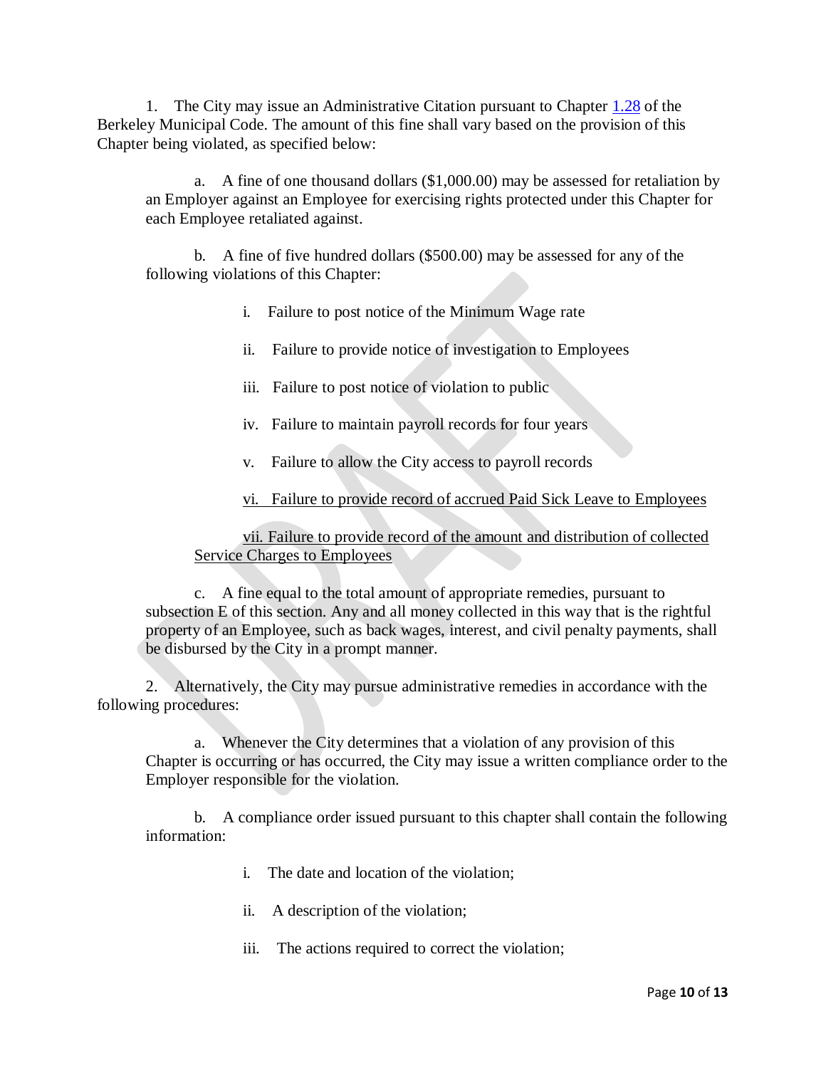1. The City may issue an Administrative Citation pursuant to Chapter [1.28](#) of the Berkeley Municipal Code. The amount of this fine shall vary based on the provision of this Chapter being violated, as specified below:

   a. A fine of one thousand dollars ($1,000.00) may be assessed for retaliation by an Employer against an Employee for exercising rights protected under this Chapter for each Employee retaliated against.

   b. A fine of five hundred dollars ($500.00) may be assessed for any of the following violations of this Chapter:

      i. Failure to post notice of the Minimum Wage rate

      ii. Failure to provide notice of investigation to Employees

      iii. Failure to post notice of violation to public

      iv. Failure to maintain payroll records for four years

      v. Failure to allow the City access to payroll records

      <u>vi. Failure to provide record of accrued Paid Sick Leave to Employees</u>

      <u>vii. Failure to provide record of the amount and distribution of collected Service Charges to Employees</u>

   c. A fine equal to the total amount of appropriate remedies, pursuant to subsection E of this section. Any and all money collected in this way that is the rightful property of an Employee, such as back wages, interest, and civil penalty payments, shall be disbursed by the City in a prompt manner.

2. Alternatively, the City may pursue administrative remedies in accordance with the following procedures:

   a. Whenever the City determines that a violation of any provision of this Chapter is occurring or has occurred, the City may issue a written compliance order to the Employer responsible for the violation.

   b. A compliance order issued pursuant to this chapter shall contain the following information:

      i. The date and location of the violation;

      ii. A description of the violation;

      iii. The actions required to correct the violation;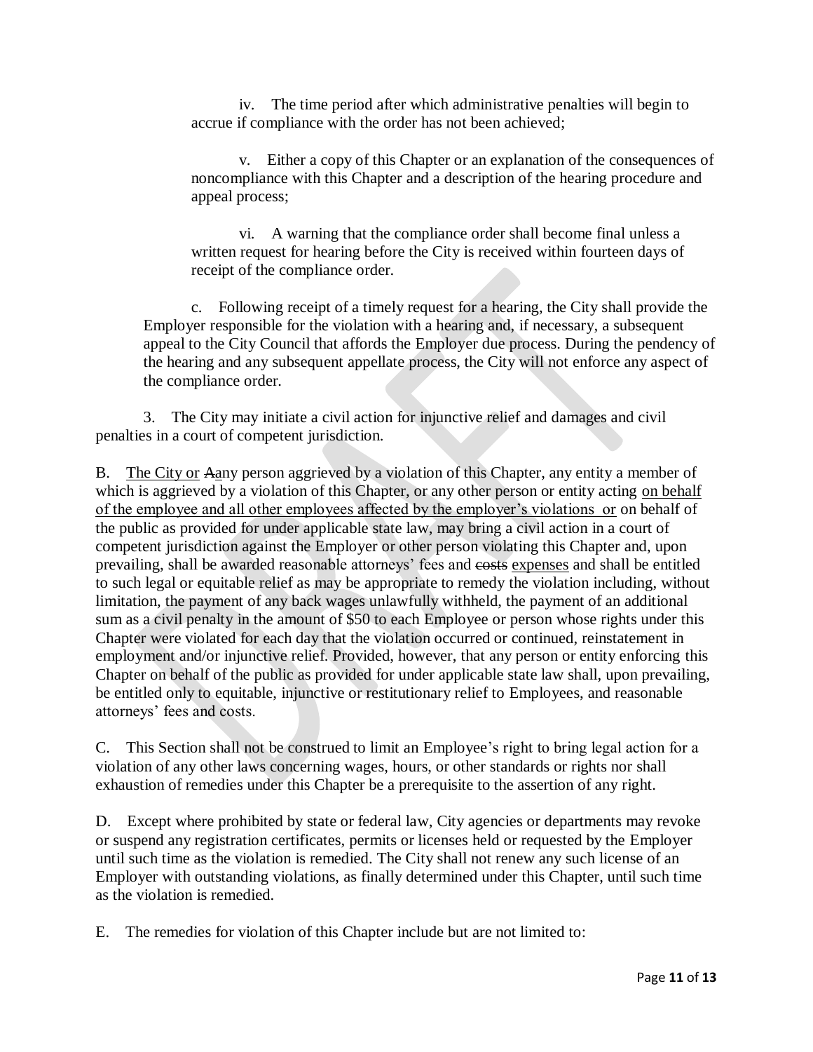iv. The time period after which administrative penalties will begin to accrue if compliance with the order has not been achieved;

v. Either a copy of this Chapter or an explanation of the consequences of noncompliance with this Chapter and a description of the hearing procedure and appeal process;

vi. A warning that the compliance order shall become final unless a written request for hearing before the City is received within fourteen days of receipt of the compliance order.

c. Following receipt of a timely request for a hearing, the City shall provide the Employer responsible for the violation with a hearing and, if necessary, a subsequent appeal to the City Council that affords the Employer due process. During the pendency of the hearing and any subsequent appellate process, the City will not enforce any aspect of the compliance order.

3. The City may initiate a civil action for injunctive relief and damages and civil penalties in a court of competent jurisdiction.

B. <u>The City or</u> ~~A~~<u>a</u>ny person aggrieved by a violation of this Chapter, any entity a member of which is aggrieved by a violation of this Chapter, or any other person or entity acting <u>on behalf of the employee and all other employees affected by the employer's violations or</u> on behalf of the public as provided for under applicable state law, may bring a civil action in a court of competent jurisdiction against the Employer or other person violating this Chapter and, upon prevailing, shall be awarded reasonable attorneys' fees and ~~costs~~ <u>expenses</u> and shall be entitled to such legal or equitable relief as may be appropriate to remedy the violation including, without limitation, the payment of any back wages unlawfully withheld, the payment of an additional sum as a civil penalty in the amount of $50 to each Employee or person whose rights under this Chapter were violated for each day that the violation occurred or continued, reinstatement in employment and/or injunctive relief. Provided, however, that any person or entity enforcing this Chapter on behalf of the public as provided for under applicable state law shall, upon prevailing, be entitled only to equitable, injunctive or restitutionary relief to Employees, and reasonable attorneys' fees and costs.

C. This Section shall not be construed to limit an Employee's right to bring legal action for a violation of any other laws concerning wages, hours, or other standards or rights nor shall exhaustion of remedies under this Chapter be a prerequisite to the assertion of any right.

D. Except where prohibited by state or federal law, City agencies or departments may revoke or suspend any registration certificates, permits or licenses held or requested by the Employer until such time as the violation is remedied. The City shall not renew any such license of an Employer with outstanding violations, as finally determined under this Chapter, until such time as the violation is remedied.

E. The remedies for violation of this Chapter include but are not limited to: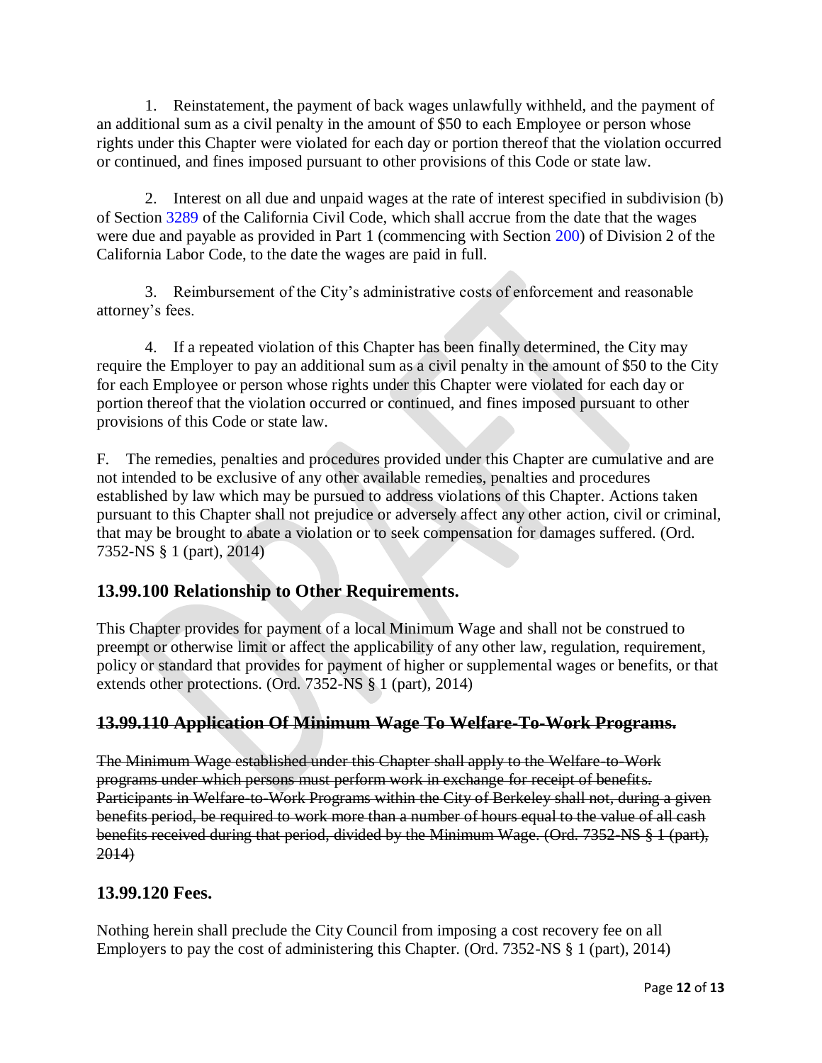1. Reinstatement, the payment of back wages unlawfully withheld, and the payment of an additional sum as a civil penalty in the amount of $50 to each Employee or person whose rights under this Chapter were violated for each day or portion thereof that the violation occurred or continued, and fines imposed pursuant to other provisions of this Code or state law.

2. Interest on all due and unpaid wages at the rate of interest specified in subdivision (b) of Section 3289 of the California Civil Code, which shall accrue from the date that the wages were due and payable as provided in Part 1 (commencing with Section 200) of Division 2 of the California Labor Code, to the date the wages are paid in full.

3. Reimbursement of the City's administrative costs of enforcement and reasonable attorney's fees.

4. If a repeated violation of this Chapter has been finally determined, the City may require the Employer to pay an additional sum as a civil penalty in the amount of $50 to the City for each Employee or person whose rights under this Chapter were violated for each day or portion thereof that the violation occurred or continued, and fines imposed pursuant to other provisions of this Code or state law.

F. The remedies, penalties and procedures provided under this Chapter are cumulative and are not intended to be exclusive of any other available remedies, penalties and procedures established by law which may be pursued to address violations of this Chapter. Actions taken pursuant to this Chapter shall not prejudice or adversely affect any other action, civil or criminal, that may be brought to abate a violation or to seek compensation for damages suffered. (Ord. 7352-NS § 1 (part), 2014)

## 13.99.100 Relationship to Other Requirements.

This Chapter provides for payment of a local Minimum Wage and shall not be construed to preempt or otherwise limit or affect the applicability of any other law, regulation, requirement, policy or standard that provides for payment of higher or supplemental wages or benefits, or that extends other protections. (Ord. 7352-NS § 1 (part), 2014)

## ~~13.99.110 Application Of Minimum Wage To Welfare-To-Work Programs.~~

~~The Minimum Wage established under this Chapter shall apply to the Welfare-to-Work programs under which persons must perform work in exchange for receipt of benefits. Participants in Welfare-to-Work Programs within the City of Berkeley shall not, during a given benefits period, be required to work more than a number of hours equal to the value of all cash benefits received during that period, divided by the Minimum Wage. (Ord. 7352-NS § 1 (part), 2014)~~

## 13.99.120 Fees.

Nothing herein shall preclude the City Council from imposing a cost recovery fee on all Employers to pay the cost of administering this Chapter. (Ord. 7352-NS § 1 (part), 2014)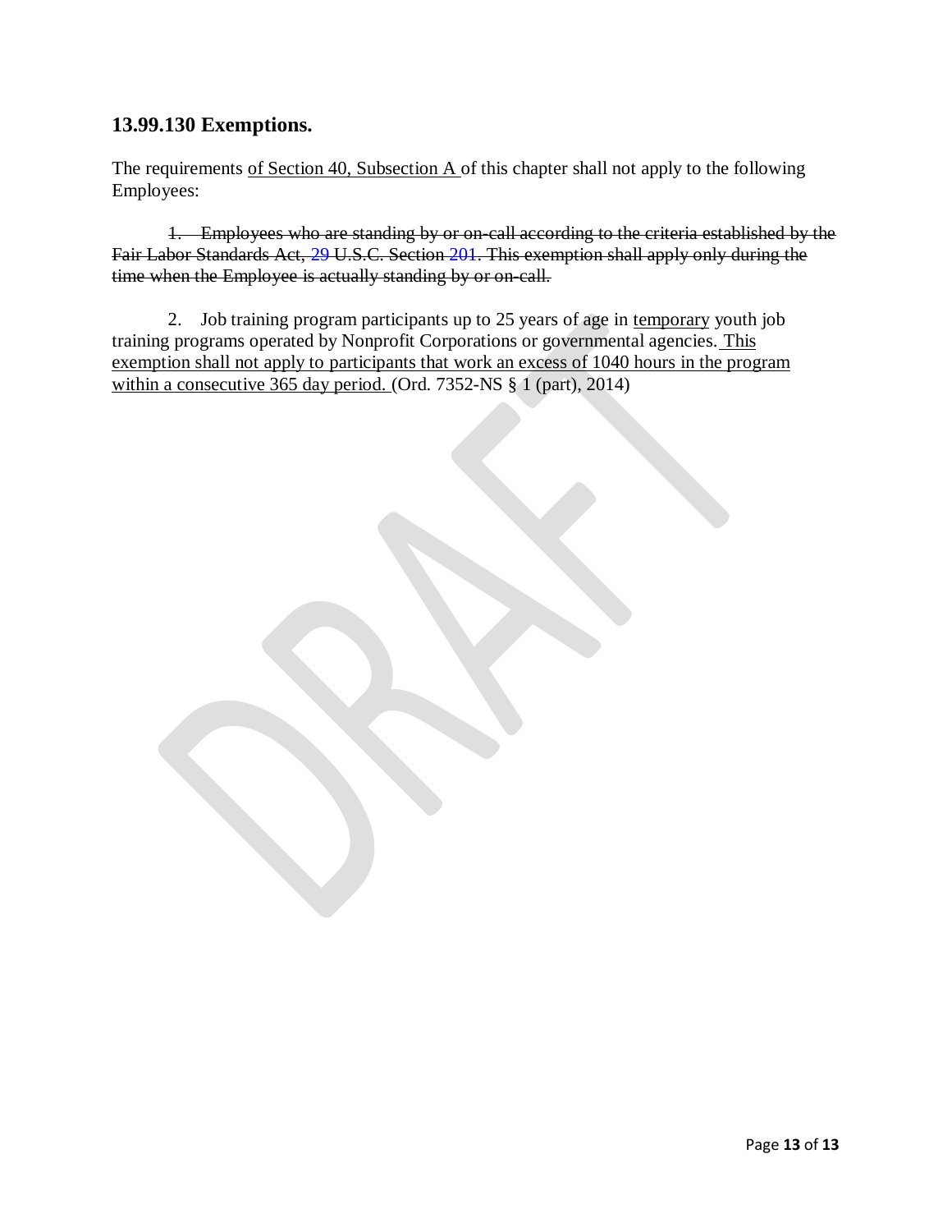## 13.99.130 Exemptions.

The requirements of Section 40, Subsection A of this chapter shall not apply to the following Employees:

~~1. Employees who are standing by or on-call according to the criteria established by the Fair Labor Standards Act, 29 U.S.C. Section 201. This exemption shall apply only during the time when the Employee is actually standing by or on-call.~~

2. Job training program participants up to 25 years of age in temporary youth job training programs operated by Nonprofit Corporations or governmental agencies. This exemption shall not apply to participants that work an excess of 1040 hours in the program within a consecutive 365 day period. (Ord. 7352-NS § 1 (part), 2014)